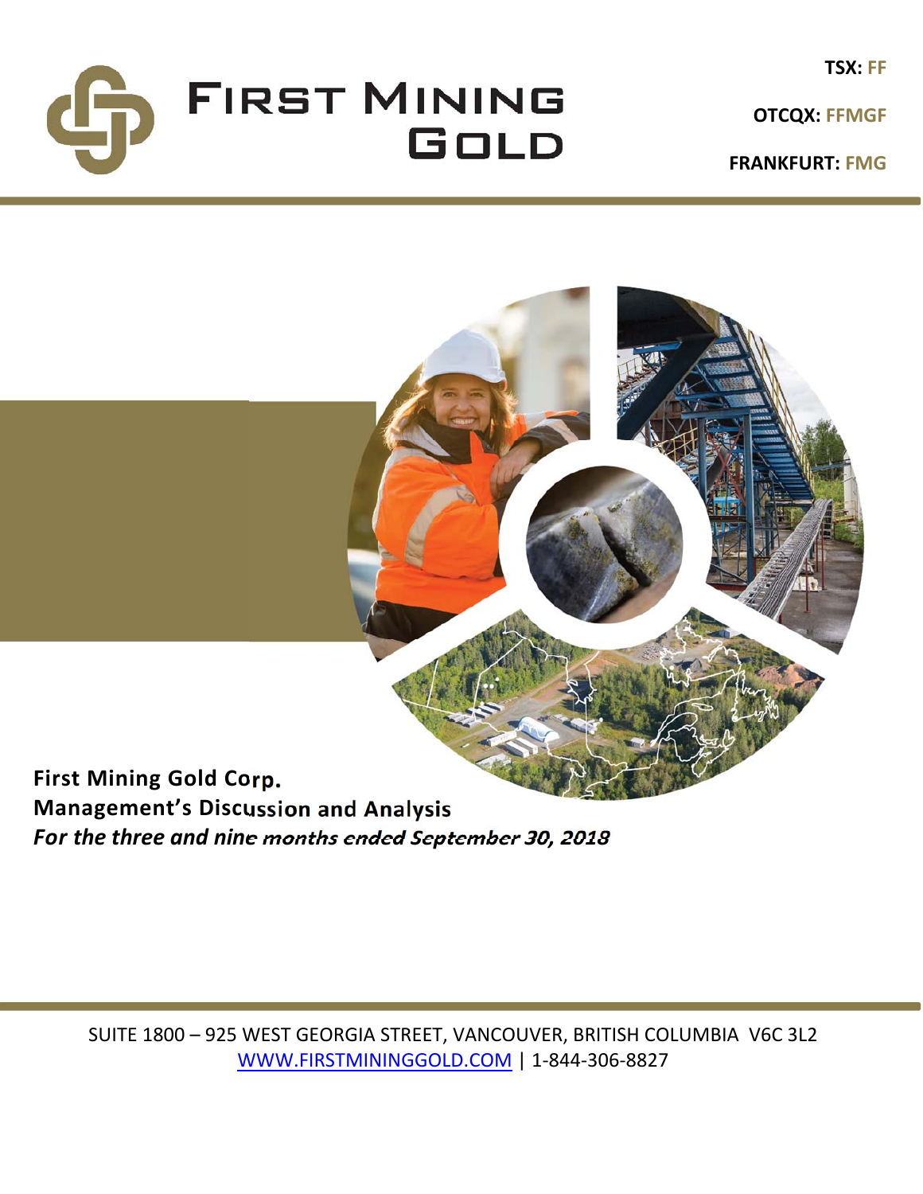# FIRST MINING GOLD

**TSX: FF**

**OTCQX: FFMGF**

**FRANKFURT: FMG**

**First Mining Gold Corp.**
**Management's Discussion and Analysis**
***For the three and nine months ended September 30, 2018***

SUITE 1800 – 925 WEST GEORGIA STREET, VANCOUVER, BRITISH COLUMBIA V6C 3L2
WWW.FIRSTMININGGOLD.COM | 1-844-306-8827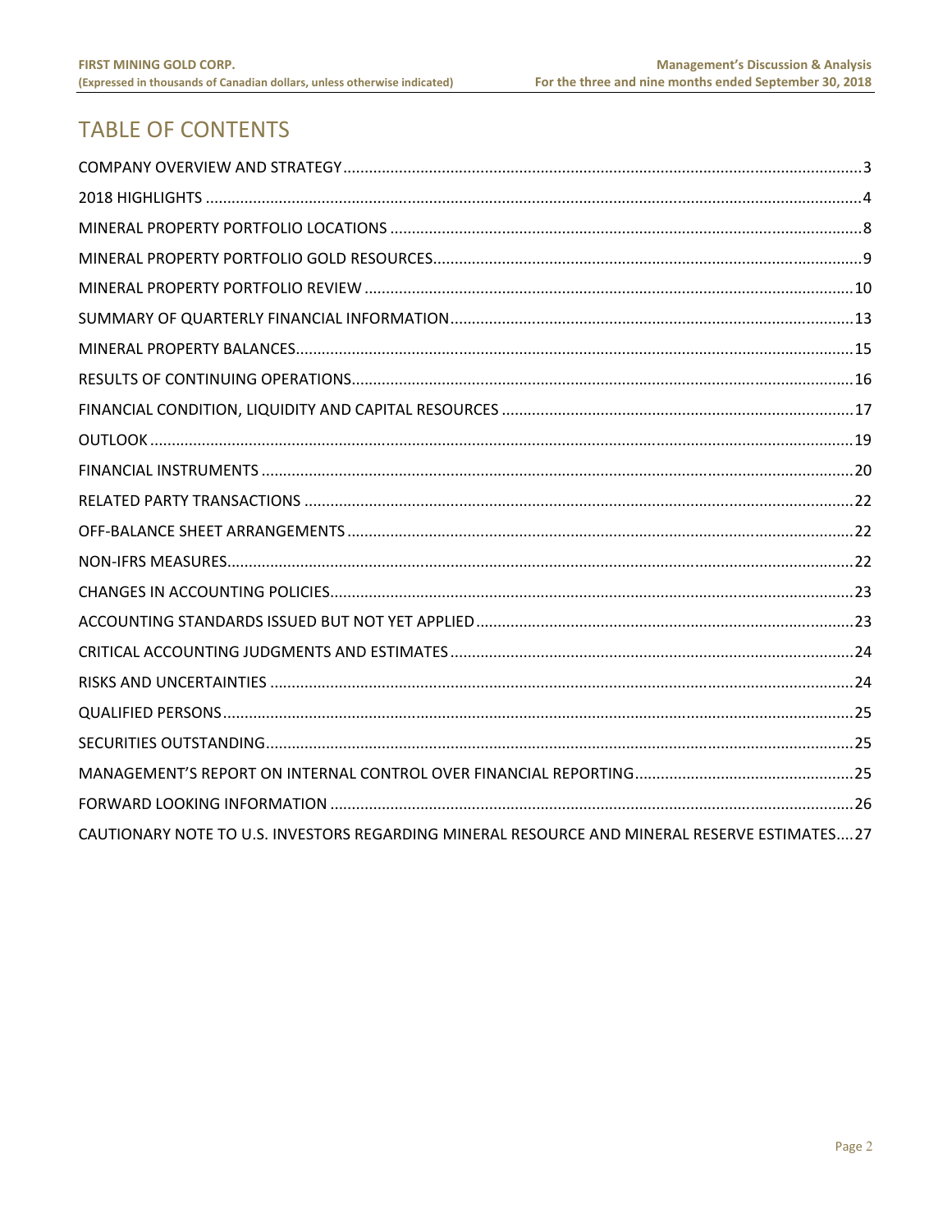# TABLE OF CONTENTS

COMPANY OVERVIEW AND STRATEGY....................3

2018 HIGHLIGHTS....................4

MINERAL PROPERTY PORTFOLIO LOCATIONS....................8

MINERAL PROPERTY PORTFOLIO GOLD RESOURCES....................9

MINERAL PROPERTY PORTFOLIO REVIEW....................10

SUMMARY OF QUARTERLY FINANCIAL INFORMATION....................13

MINERAL PROPERTY BALANCES....................15

RESULTS OF CONTINUING OPERATIONS....................16

FINANCIAL CONDITION, LIQUIDITY AND CAPITAL RESOURCES....................17

OUTLOOK....................19

FINANCIAL INSTRUMENTS....................20

RELATED PARTY TRANSACTIONS....................22

OFF-BALANCE SHEET ARRANGEMENTS....................22

NON-IFRS MEASURES....................22

CHANGES IN ACCOUNTING POLICIES....................23

ACCOUNTING STANDARDS ISSUED BUT NOT YET APPLIED....................23

CRITICAL ACCOUNTING JUDGMENTS AND ESTIMATES....................24

RISKS AND UNCERTAINTIES....................24

QUALIFIED PERSONS....................25

SECURITIES OUTSTANDING....................25

MANAGEMENT'S REPORT ON INTERNAL CONTROL OVER FINANCIAL REPORTING....................25

FORWARD LOOKING INFORMATION....................26

CAUTIONARY NOTE TO U.S. INVESTORS REGARDING MINERAL RESOURCE AND MINERAL RESERVE ESTIMATES....27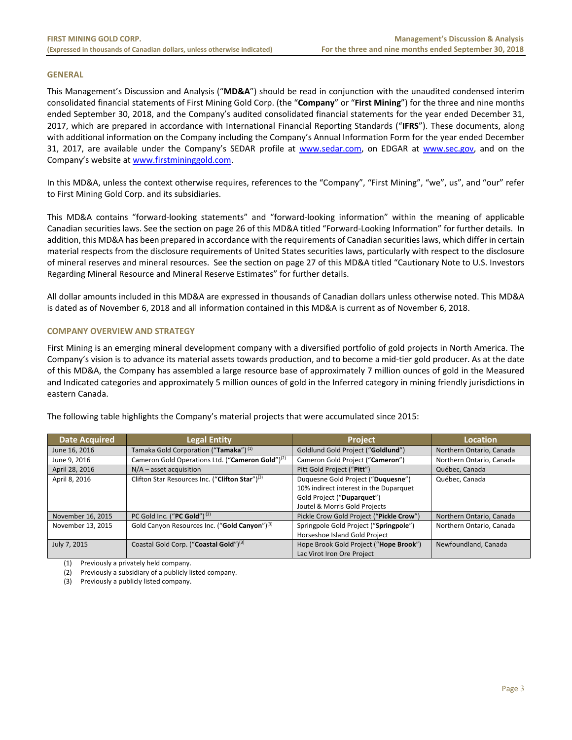## GENERAL

This Management's Discussion and Analysis ("**MD&A**") should be read in conjunction with the unaudited condensed interim consolidated financial statements of First Mining Gold Corp. (the "**Company**" or "**First Mining**") for the three and nine months ended September 30, 2018, and the Company's audited consolidated financial statements for the year ended December 31, 2017, which are prepared in accordance with International Financial Reporting Standards ("**IFRS**"). These documents, along with additional information on the Company including the Company's Annual Information Form for the year ended December 31, 2017, are available under the Company's SEDAR profile at www.sedar.com, on EDGAR at www.sec.gov, and on the Company's website at www.firstmininggold.com.

In this MD&A, unless the context otherwise requires, references to the "Company", "First Mining", "we", us", and "our" refer to First Mining Gold Corp. and its subsidiaries.

This MD&A contains "forward-looking statements" and "forward-looking information" within the meaning of applicable Canadian securities laws. See the section on page 26 of this MD&A titled "Forward-Looking Information" for further details. In addition, this MD&A has been prepared in accordance with the requirements of Canadian securities laws, which differ in certain material respects from the disclosure requirements of United States securities laws, particularly with respect to the disclosure of mineral reserves and mineral resources. See the section on page 27 of this MD&A titled "Cautionary Note to U.S. Investors Regarding Mineral Resource and Mineral Reserve Estimates" for further details.

All dollar amounts included in this MD&A are expressed in thousands of Canadian dollars unless otherwise noted. This MD&A is dated as of November 6, 2018 and all information contained in this MD&A is current as of November 6, 2018.

## COMPANY OVERVIEW AND STRATEGY

First Mining is an emerging mineral development company with a diversified portfolio of gold projects in North America. The Company's vision is to advance its material assets towards production, and to become a mid-tier gold producer. As at the date of this MD&A, the Company has assembled a large resource base of approximately 7 million ounces of gold in the Measured and Indicated categories and approximately 5 million ounces of gold in the Inferred category in mining friendly jurisdictions in eastern Canada.

The following table highlights the Company's material projects that were accumulated since 2015:

| Date Acquired | Legal Entity | Project | Location |
|---|---|---|---|
| June 16, 2016 | Tamaka Gold Corporation ("**Tamaka**") (1) | Goldlund Gold Project ("**Goldlund**") | Northern Ontario, Canada |
| June 9, 2016 | Cameron Gold Operations Ltd. ("**Cameron Gold**") (2) | Cameron Gold Project ("**Cameron**") | Northern Ontario, Canada |
| April 28, 2016 | N/A – asset acquisition | Pitt Gold Project ("**Pitt**") | Québec, Canada |
| April 8, 2016 | Clifton Star Resources Inc. ("**Clifton Star**") (3) | Duquesne Gold Project ("**Duquesne**")<br>10% indirect interest in the Duparquet Gold Project ("**Duparquet**")<br>Joutel & Morris Gold Projects | Québec, Canada |
| November 16, 2015 | PC Gold Inc. ("**PC Gold**") (3) | Pickle Crow Gold Project ("**Pickle Crow**") | Northern Ontario, Canada |
| November 13, 2015 | Gold Canyon Resources Inc. ("**Gold Canyon**") (3) | Springpole Gold Project ("**Springpole**")<br>Horseshoe Island Gold Project | Northern Ontario, Canada |
| July 7, 2015 | Coastal Gold Corp. ("**Coastal Gold**") (3) | Hope Brook Gold Project ("**Hope Brook**")<br>Lac Virot Iron Ore Project | Newfoundland, Canada |

(1) Previously a privately held company.
(2) Previously a subsidiary of a publicly listed company.
(3) Previously a publicly listed company.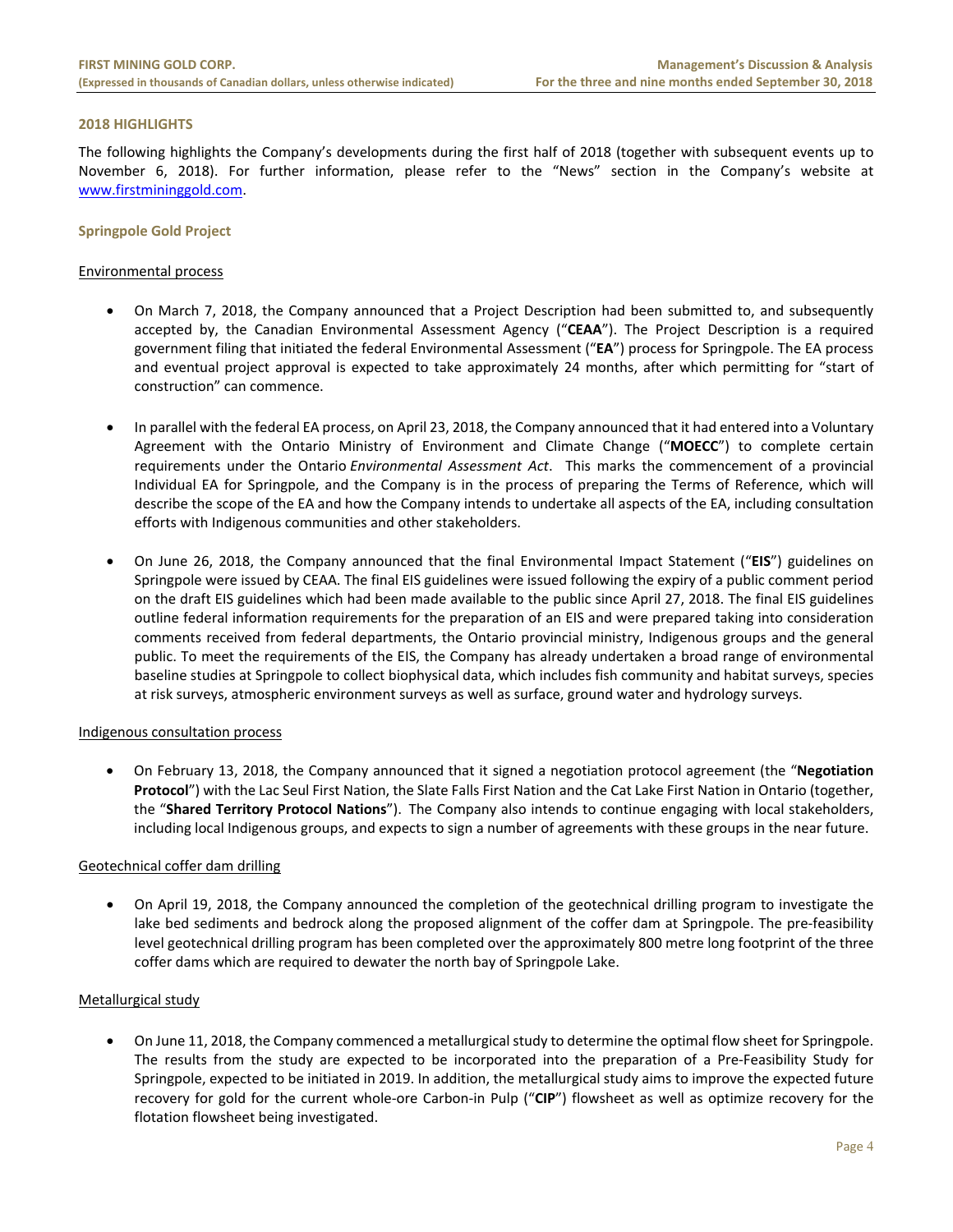## 2018 HIGHLIGHTS

The following highlights the Company's developments during the first half of 2018 (together with subsequent events up to November 6, 2018). For further information, please refer to the "News" section in the Company's website at [www.firstmininggold.com](http://www.firstmininggold.com).

### Springpole Gold Project

#### Environmental process

- On March 7, 2018, the Company announced that a Project Description had been submitted to, and subsequently accepted by, the Canadian Environmental Assessment Agency ("**CEAA**"). The Project Description is a required government filing that initiated the federal Environmental Assessment ("**EA**") process for Springpole. The EA process and eventual project approval is expected to take approximately 24 months, after which permitting for "start of construction" can commence.

- In parallel with the federal EA process, on April 23, 2018, the Company announced that it had entered into a Voluntary Agreement with the Ontario Ministry of Environment and Climate Change ("**MOECC**") to complete certain requirements under the Ontario *Environmental Assessment Act*. This marks the commencement of a provincial Individual EA for Springpole, and the Company is in the process of preparing the Terms of Reference, which will describe the scope of the EA and how the Company intends to undertake all aspects of the EA, including consultation efforts with Indigenous communities and other stakeholders.

- On June 26, 2018, the Company announced that the final Environmental Impact Statement ("**EIS**") guidelines on Springpole were issued by CEAA. The final EIS guidelines were issued following the expiry of a public comment period on the draft EIS guidelines which had been made available to the public since April 27, 2018. The final EIS guidelines outline federal information requirements for the preparation of an EIS and were prepared taking into consideration comments received from federal departments, the Ontario provincial ministry, Indigenous groups and the general public. To meet the requirements of the EIS, the Company has already undertaken a broad range of environmental baseline studies at Springpole to collect biophysical data, which includes fish community and habitat surveys, species at risk surveys, atmospheric environment surveys as well as surface, ground water and hydrology surveys.

#### Indigenous consultation process

- On February 13, 2018, the Company announced that it signed a negotiation protocol agreement (the "**Negotiation Protocol**") with the Lac Seul First Nation, the Slate Falls First Nation and the Cat Lake First Nation in Ontario (together, the "**Shared Territory Protocol Nations**"). The Company also intends to continue engaging with local stakeholders, including local Indigenous groups, and expects to sign a number of agreements with these groups in the near future.

#### Geotechnical coffer dam drilling

- On April 19, 2018, the Company announced the completion of the geotechnical drilling program to investigate the lake bed sediments and bedrock along the proposed alignment of the coffer dam at Springpole. The pre-feasibility level geotechnical drilling program has been completed over the approximately 800 metre long footprint of the three coffer dams which are required to dewater the north bay of Springpole Lake.

#### Metallurgical study

- On June 11, 2018, the Company commenced a metallurgical study to determine the optimal flow sheet for Springpole. The results from the study are expected to be incorporated into the preparation of a Pre-Feasibility Study for Springpole, expected to be initiated in 2019. In addition, the metallurgical study aims to improve the expected future recovery for gold for the current whole-ore Carbon-in Pulp ("**CIP**") flowsheet as well as optimize recovery for the flotation flowsheet being investigated.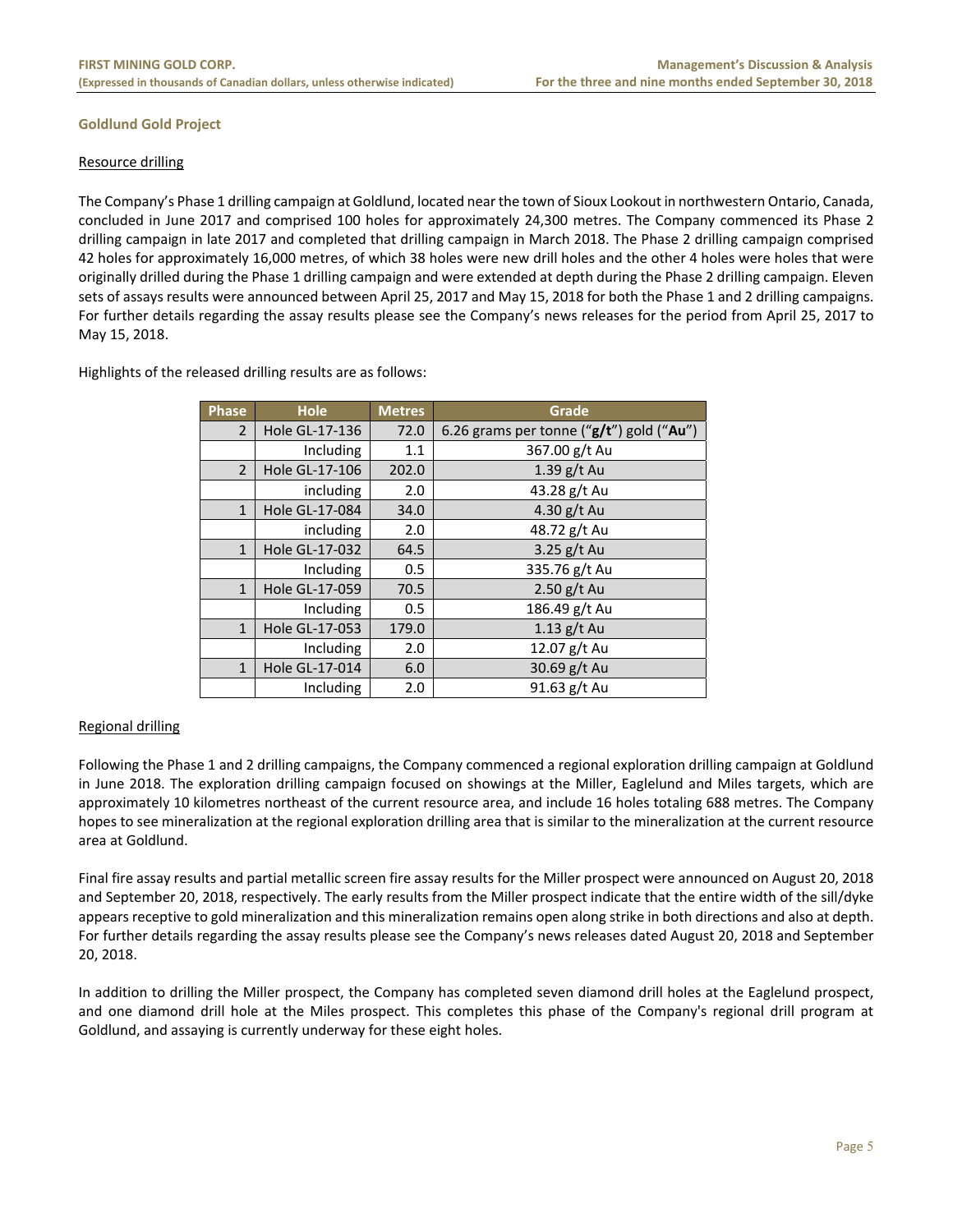## Goldlund Gold Project

Resource drilling

The Company's Phase 1 drilling campaign at Goldlund, located near the town of Sioux Lookout in northwestern Ontario, Canada, concluded in June 2017 and comprised 100 holes for approximately 24,300 metres. The Company commenced its Phase 2 drilling campaign in late 2017 and completed that drilling campaign in March 2018. The Phase 2 drilling campaign comprised 42 holes for approximately 16,000 metres, of which 38 holes were new drill holes and the other 4 holes were holes that were originally drilled during the Phase 1 drilling campaign and were extended at depth during the Phase 2 drilling campaign. Eleven sets of assays results were announced between April 25, 2017 and May 15, 2018 for both the Phase 1 and 2 drilling campaigns. For further details regarding the assay results please see the Company's news releases for the period from April 25, 2017 to May 15, 2018.

Highlights of the released drilling results are as follows:

| Phase | Hole | Metres | Grade |
|---|---|---|---|
| 2 | Hole GL-17-136 | 72.0 | 6.26 grams per tonne ("**g/t**") gold ("**Au**") |
| | Including | 1.1 | 367.00 g/t Au |
| 2 | Hole GL-17-106 | 202.0 | 1.39 g/t Au |
| | including | 2.0 | 43.28 g/t Au |
| 1 | Hole GL-17-084 | 34.0 | 4.30 g/t Au |
| | including | 2.0 | 48.72 g/t Au |
| 1 | Hole GL-17-032 | 64.5 | 3.25 g/t Au |
| | Including | 0.5 | 335.76 g/t Au |
| 1 | Hole GL-17-059 | 70.5 | 2.50 g/t Au |
| | Including | 0.5 | 186.49 g/t Au |
| 1 | Hole GL-17-053 | 179.0 | 1.13 g/t Au |
| | Including | 2.0 | 12.07 g/t Au |
| 1 | Hole GL-17-014 | 6.0 | 30.69 g/t Au |
| | Including | 2.0 | 91.63 g/t Au |

Regional drilling

Following the Phase 1 and 2 drilling campaigns, the Company commenced a regional exploration drilling campaign at Goldlund in June 2018. The exploration drilling campaign focused on showings at the Miller, Eaglelund and Miles targets, which are approximately 10 kilometres northeast of the current resource area, and include 16 holes totaling 688 metres. The Company hopes to see mineralization at the regional exploration drilling area that is similar to the mineralization at the current resource area at Goldlund.

Final fire assay results and partial metallic screen fire assay results for the Miller prospect were announced on August 20, 2018 and September 20, 2018, respectively. The early results from the Miller prospect indicate that the entire width of the sill/dyke appears receptive to gold mineralization and this mineralization remains open along strike in both directions and also at depth. For further details regarding the assay results please see the Company's news releases dated August 20, 2018 and September 20, 2018.

In addition to drilling the Miller prospect, the Company has completed seven diamond drill holes at the Eaglelund prospect, and one diamond drill hole at the Miles prospect. This completes this phase of the Company's regional drill program at Goldlund, and assaying is currently underway for these eight holes.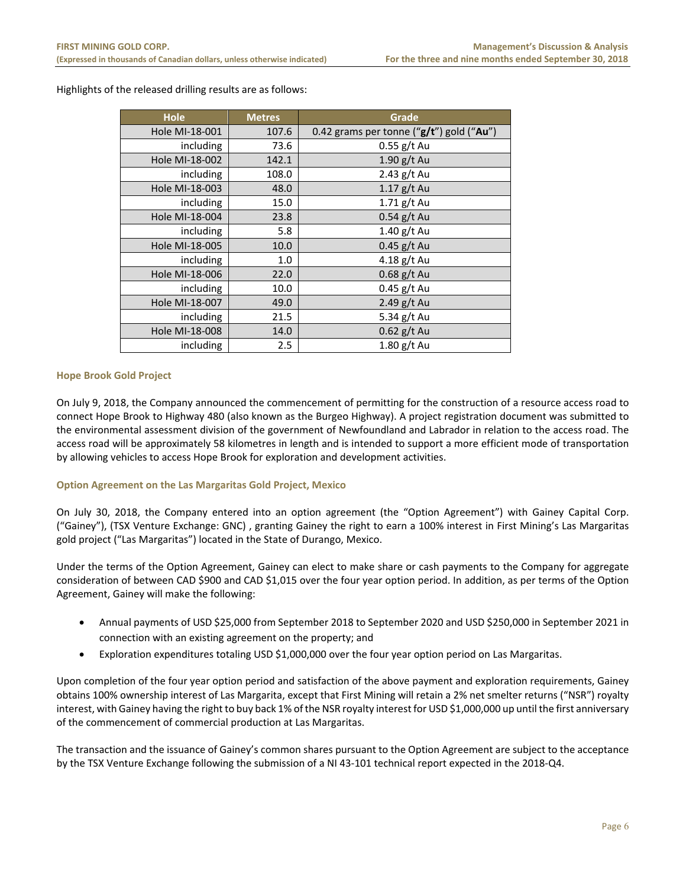Highlights of the released drilling results are as follows:

| Hole | Metres | Grade |
|---|---|---|
| Hole MI-18-001 | 107.6 | 0.42 grams per tonne ("**g/t**") gold ("**Au**") |
| including | 73.6 | 0.55 g/t Au |
| Hole MI-18-002 | 142.1 | 1.90 g/t Au |
| including | 108.0 | 2.43 g/t Au |
| Hole MI-18-003 | 48.0 | 1.17 g/t Au |
| including | 15.0 | 1.71 g/t Au |
| Hole MI-18-004 | 23.8 | 0.54 g/t Au |
| including | 5.8 | 1.40 g/t Au |
| Hole MI-18-005 | 10.0 | 0.45 g/t Au |
| including | 1.0 | 4.18 g/t Au |
| Hole MI-18-006 | 22.0 | 0.68 g/t Au |
| including | 10.0 | 0.45 g/t Au |
| Hole MI-18-007 | 49.0 | 2.49 g/t Au |
| including | 21.5 | 5.34 g/t Au |
| Hole MI-18-008 | 14.0 | 0.62 g/t Au |
| including | 2.5 | 1.80 g/t Au |

### Hope Brook Gold Project

On July 9, 2018, the Company announced the commencement of permitting for the construction of a resource access road to connect Hope Brook to Highway 480 (also known as the Burgeo Highway). A project registration document was submitted to the environmental assessment division of the government of Newfoundland and Labrador in relation to the access road. The access road will be approximately 58 kilometres in length and is intended to support a more efficient mode of transportation by allowing vehicles to access Hope Brook for exploration and development activities.

### Option Agreement on the Las Margaritas Gold Project, Mexico

On July 30, 2018, the Company entered into an option agreement (the "Option Agreement") with Gainey Capital Corp. ("Gainey"), (TSX Venture Exchange: GNC) , granting Gainey the right to earn a 100% interest in First Mining's Las Margaritas gold project ("Las Margaritas") located in the State of Durango, Mexico.

Under the terms of the Option Agreement, Gainey can elect to make share or cash payments to the Company for aggregate consideration of between CAD $900 and CAD $1,015 over the four year option period. In addition, as per terms of the Option Agreement, Gainey will make the following:

- Annual payments of USD $25,000 from September 2018 to September 2020 and USD $250,000 in September 2021 in connection with an existing agreement on the property; and
- Exploration expenditures totaling USD $1,000,000 over the four year option period on Las Margaritas.

Upon completion of the four year option period and satisfaction of the above payment and exploration requirements, Gainey obtains 100% ownership interest of Las Margarita, except that First Mining will retain a 2% net smelter returns ("NSR") royalty interest, with Gainey having the right to buy back 1% of the NSR royalty interest for USD $1,000,000 up until the first anniversary of the commencement of commercial production at Las Margaritas.

The transaction and the issuance of Gainey's common shares pursuant to the Option Agreement are subject to the acceptance by the TSX Venture Exchange following the submission of a NI 43-101 technical report expected in the 2018-Q4.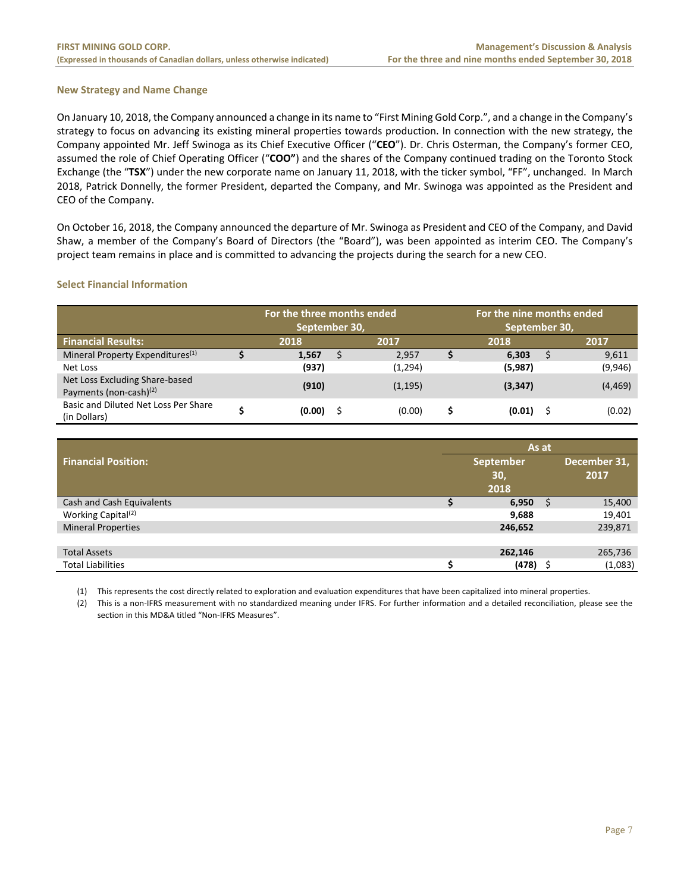### New Strategy and Name Change

On January 10, 2018, the Company announced a change in its name to "First Mining Gold Corp.", and a change in the Company's strategy to focus on advancing its existing mineral properties towards production. In connection with the new strategy, the Company appointed Mr. Jeff Swinoga as its Chief Executive Officer ("**CEO**"). Dr. Chris Osterman, the Company's former CEO, assumed the role of Chief Operating Officer ("**COO"**) and the shares of the Company continued trading on the Toronto Stock Exchange (the "**TSX**") under the new corporate name on January 11, 2018, with the ticker symbol, "FF", unchanged. In March 2018, Patrick Donnelly, the former President, departed the Company, and Mr. Swinoga was appointed as the President and CEO of the Company.

On October 16, 2018, the Company announced the departure of Mr. Swinoga as President and CEO of the Company, and David Shaw, a member of the Company's Board of Directors (the "Board"), was been appointed as interim CEO. The Company's project team remains in place and is committed to advancing the projects during the search for a new CEO.

### Select Financial Information

| Financial Results: | For the three months ended September 30, 2018 | For the three months ended September 30, 2017 | For the nine months ended September 30, 2018 | For the nine months ended September 30, 2017 |
|---|---|---|---|---|
| Mineral Property Expenditures[(1)] | $ **1,567** | $ 2,957 | $ **6,303** | $ 9,611 |
| Net Loss | **(937)** | (1,294) | **(5,987)** | (9,946) |
| Net Loss Excluding Share-based Payments (non-cash)[(2)] | **(910)** | (1,195) | **(3,347)** | (4,469) |
| Basic and Diluted Net Loss Per Share (in Dollars) | $ **(0.00)** | $ (0.00) | $ **(0.01)** | $ (0.02) |

| Financial Position: | As at September 30, 2018 | As at December 31, 2017 |
|---|---|---|
| Cash and Cash Equivalents | $ **6,950** | $ 15,400 |
| Working Capital[(2)] | **9,688** | 19,401 |
| Mineral Properties | **246,652** | 239,871 |
| | | |
| Total Assets | **262,146** | 265,736 |
| Total Liabilities | $ **(478)** | $ (1,083) |

(1) This represents the cost directly related to exploration and evaluation expenditures that have been capitalized into mineral properties.

(2) This is a non-IFRS measurement with no standardized meaning under IFRS. For further information and a detailed reconciliation, please see the section in this MD&A titled "Non-IFRS Measures".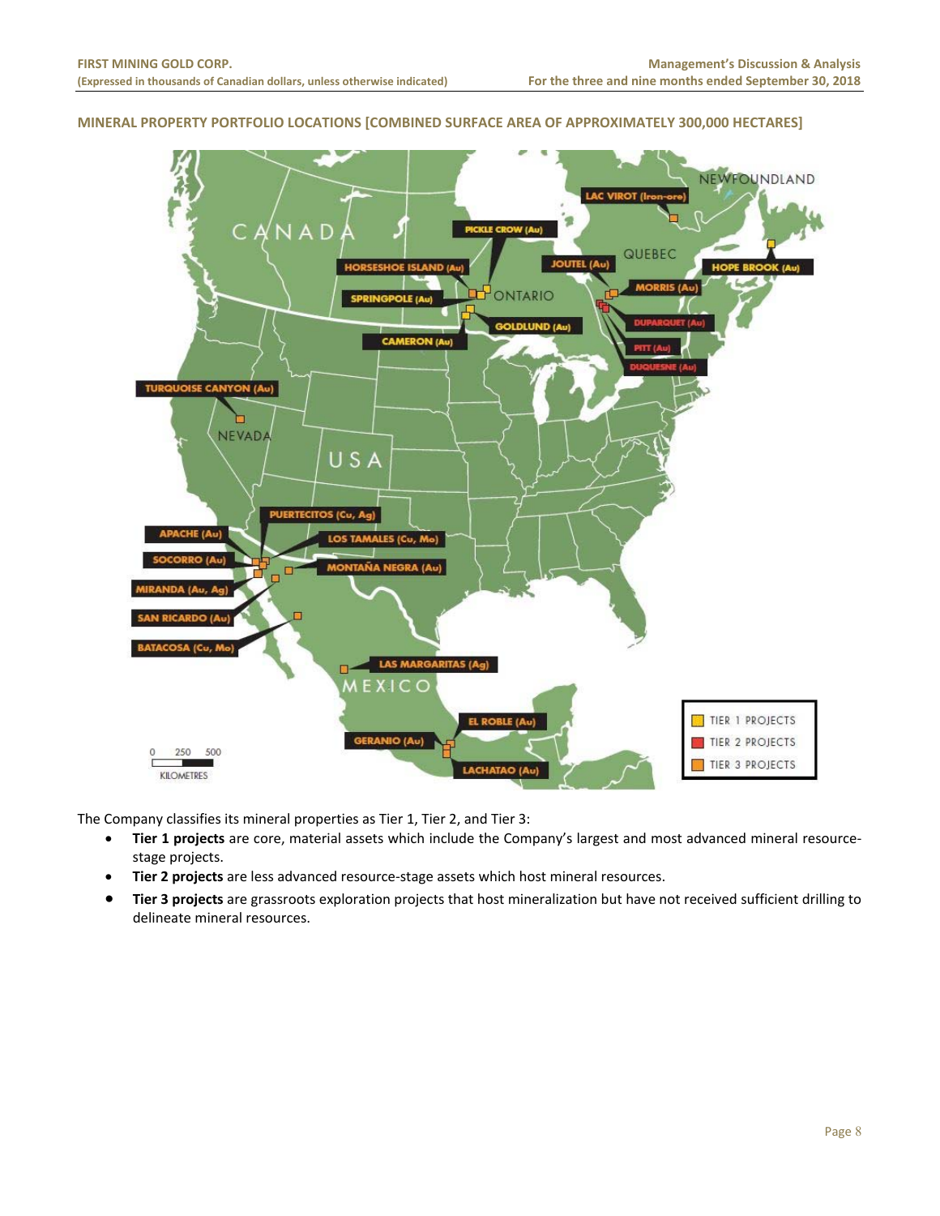## MINERAL PROPERTY PORTFOLIO LOCATIONS [COMBINED SURFACE AREA OF APPROXIMATELY 300,000 HECTARES]

The Company classifies its mineral properties as Tier 1, Tier 2, and Tier 3:

- **Tier 1 projects** are core, material assets which include the Company's largest and most advanced mineral resource-stage projects.
- **Tier 2 projects** are less advanced resource-stage assets which host mineral resources.
- **Tier 3 projects** are grassroots exploration projects that host mineralization but have not received sufficient drilling to delineate mineral resources.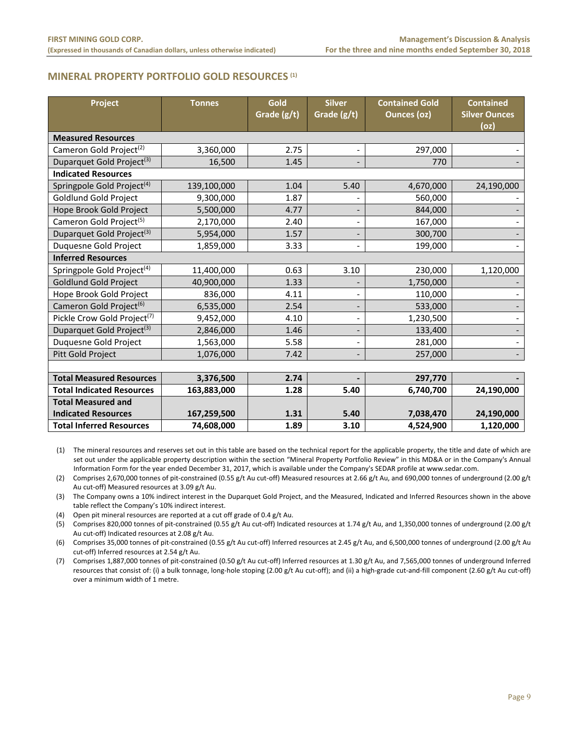## MINERAL PROPERTY PORTFOLIO GOLD RESOURCES [(1)]

| Project | Tonnes | Gold Grade (g/t) | Silver Grade (g/t) | Contained Gold Ounces (oz) | Contained Silver Ounces (oz) |
|---|---|---|---|---|---|
| **Measured Resources** | | | | | |
| Cameron Gold Project[(2)] | 3,360,000 | 2.75 | - | 297,000 | - |
| Duparquet Gold Project[(3)] | 16,500 | 1.45 | - | 770 | - |
| **Indicated Resources** | | | | | |
| Springpole Gold Project[(4)] | 139,100,000 | 1.04 | 5.40 | 4,670,000 | 24,190,000 |
| Goldlund Gold Project | 9,300,000 | 1.87 | - | 560,000 | - |
| Hope Brook Gold Project | 5,500,000 | 4.77 | - | 844,000 | - |
| Cameron Gold Project[(5)] | 2,170,000 | 2.40 | - | 167,000 | - |
| Duparquet Gold Project[(3)] | 5,954,000 | 1.57 | - | 300,700 | - |
| Duquesne Gold Project | 1,859,000 | 3.33 | - | 199,000 | - |
| **Inferred Resources** | | | | | |
| Springpole Gold Project[(4)] | 11,400,000 | 0.63 | 3.10 | 230,000 | 1,120,000 |
| Goldlund Gold Project | 40,900,000 | 1.33 | - | 1,750,000 | - |
| Hope Brook Gold Project | 836,000 | 4.11 | - | 110,000 | - |
| Cameron Gold Project[(6)] | 6,535,000 | 2.54 | - | 533,000 | - |
| Pickle Crow Gold Project[(7)] | 9,452,000 | 4.10 | - | 1,230,500 | - |
| Duparquet Gold Project[(3)] | 2,846,000 | 1.46 | - | 133,400 | - |
| Duquesne Gold Project | 1,563,000 | 5.58 | - | 281,000 | - |
| Pitt Gold Project | 1,076,000 | 7.42 | - | 257,000 | - |
| | | | | | |
| **Total Measured Resources** | **3,376,500** | **2.74** | **-** | **297,770** | **-** |
| **Total Indicated Resources** | **163,883,000** | **1.28** | **5.40** | **6,740,700** | **24,190,000** |
| **Total Measured and Indicated Resources** | **167,259,500** | **1.31** | **5.40** | **7,038,470** | **24,190,000** |
| **Total Inferred Resources** | **74,608,000** | **1.89** | **3.10** | **4,524,900** | **1,120,000** |

(1) The mineral resources and reserves set out in this table are based on the technical report for the applicable property, the title and date of which are set out under the applicable property description within the section "Mineral Property Portfolio Review" in this MD&A or in the Company's Annual Information Form for the year ended December 31, 2017, which is available under the Company's SEDAR profile at www.sedar.com.

(2) Comprises 2,670,000 tonnes of pit-constrained (0.55 g/t Au cut-off) Measured resources at 2.66 g/t Au, and 690,000 tonnes of underground (2.00 g/t Au cut-off) Measured resources at 3.09 g/t Au.

(3) The Company owns a 10% indirect interest in the Duparquet Gold Project, and the Measured, Indicated and Inferred Resources shown in the above table reflect the Company's 10% indirect interest.

(4) Open pit mineral resources are reported at a cut off grade of 0.4 g/t Au.

(5) Comprises 820,000 tonnes of pit-constrained (0.55 g/t Au cut-off) Indicated resources at 1.74 g/t Au, and 1,350,000 tonnes of underground (2.00 g/t Au cut-off) Indicated resources at 2.08 g/t Au.

(6) Comprises 35,000 tonnes of pit-constrained (0.55 g/t Au cut-off) Inferred resources at 2.45 g/t Au, and 6,500,000 tonnes of underground (2.00 g/t Au cut-off) Inferred resources at 2.54 g/t Au.

(7) Comprises 1,887,000 tonnes of pit-constrained (0.50 g/t Au cut-off) Inferred resources at 1.30 g/t Au, and 7,565,000 tonnes of underground Inferred resources that consist of: (i) a bulk tonnage, long-hole stoping (2.00 g/t Au cut-off); and (ii) a high-grade cut-and-fill component (2.60 g/t Au cut-off) over a minimum width of 1 metre.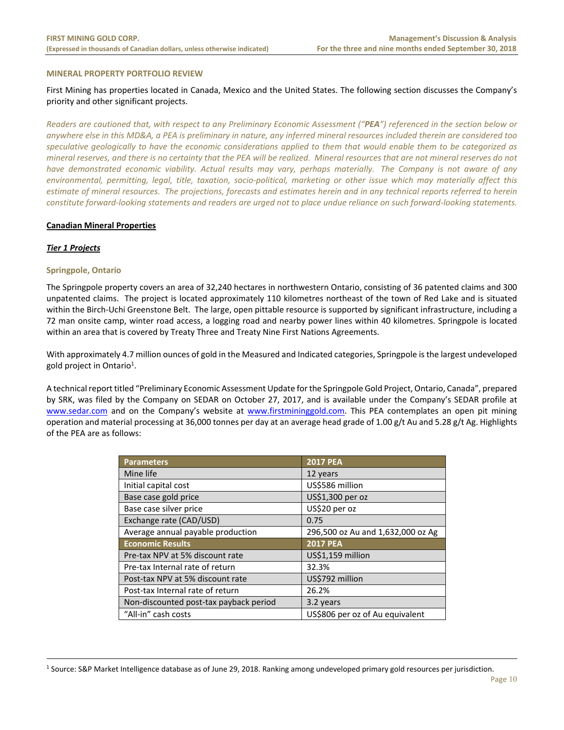## MINERAL PROPERTY PORTFOLIO REVIEW

First Mining has properties located in Canada, Mexico and the United States. The following section discusses the Company's priority and other significant projects.

*Readers are cautioned that, with respect to any Preliminary Economic Assessment ("**PEA**") referenced in the section below or anywhere else in this MD&A, a PEA is preliminary in nature, any inferred mineral resources included therein are considered too speculative geologically to have the economic considerations applied to them that would enable them to be categorized as mineral reserves, and there is no certainty that the PEA will be realized. Mineral resources that are not mineral reserves do not have demonstrated economic viability. Actual results may vary, perhaps materially. The Company is not aware of any environmental, permitting, legal, title, taxation, socio-political, marketing or other issue which may materially affect this estimate of mineral resources. The projections, forecasts and estimates herein and in any technical reports referred to herein constitute forward-looking statements and readers are urged not to place undue reliance on such forward-looking statements.*

### Canadian Mineral Properties

#### *Tier 1 Projects*

#### Springpole, Ontario

The Springpole property covers an area of 32,240 hectares in northwestern Ontario, consisting of 36 patented claims and 300 unpatented claims. The project is located approximately 110 kilometres northeast of the town of Red Lake and is situated within the Birch-Uchi Greenstone Belt. The large, open pittable resource is supported by significant infrastructure, including a 72 man onsite camp, winter road access, a logging road and nearby power lines within 40 kilometres. Springpole is located within an area that is covered by Treaty Three and Treaty Nine First Nations Agreements.

With approximately 4.7 million ounces of gold in the Measured and Indicated categories, Springpole is the largest undeveloped gold project in Ontario[1].

A technical report titled "Preliminary Economic Assessment Update for the Springpole Gold Project, Ontario, Canada", prepared by SRK, was filed by the Company on SEDAR on October 27, 2017, and is available under the Company's SEDAR profile at www.sedar.com and on the Company's website at www.firstmininggold.com. This PEA contemplates an open pit mining operation and material processing at 36,000 tonnes per day at an average head grade of 1.00 g/t Au and 5.28 g/t Ag. Highlights of the PEA are as follows:

| Parameters | 2017 PEA |
|---|---|
| Mine life | 12 years |
| Initial capital cost | US$586 million |
| Base case gold price | US$1,300 per oz |
| Base case silver price | US$20 per oz |
| Exchange rate (CAD/USD) | 0.75 |
| Average annual payable production | 296,500 oz Au and 1,632,000 oz Ag |
| **Economic Results** | **2017 PEA** |
| Pre-tax NPV at 5% discount rate | US$1,159 million |
| Pre-tax Internal rate of return | 32.3% |
| Post-tax NPV at 5% discount rate | US$792 million |
| Post-tax Internal rate of return | 26.2% |
| Non-discounted post-tax payback period | 3.2 years |
| "All-in" cash costs | US$806 per oz of Au equivalent |

[1] Source: S&P Market Intelligence database as of June 29, 2018. Ranking among undeveloped primary gold resources per jurisdiction.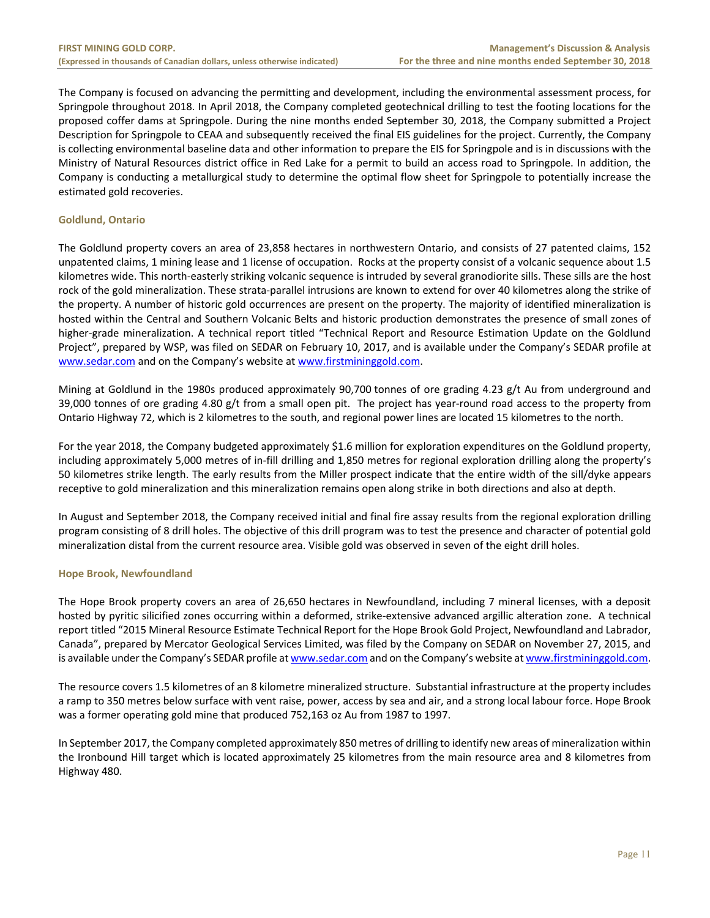The Company is focused on advancing the permitting and development, including the environmental assessment process, for Springpole throughout 2018. In April 2018, the Company completed geotechnical drilling to test the footing locations for the proposed coffer dams at Springpole. During the nine months ended September 30, 2018, the Company submitted a Project Description for Springpole to CEAA and subsequently received the final EIS guidelines for the project. Currently, the Company is collecting environmental baseline data and other information to prepare the EIS for Springpole and is in discussions with the Ministry of Natural Resources district office in Red Lake for a permit to build an access road to Springpole. In addition, the Company is conducting a metallurgical study to determine the optimal flow sheet for Springpole to potentially increase the estimated gold recoveries.

### Goldlund, Ontario

The Goldlund property covers an area of 23,858 hectares in northwestern Ontario, and consists of 27 patented claims, 152 unpatented claims, 1 mining lease and 1 license of occupation. Rocks at the property consist of a volcanic sequence about 1.5 kilometres wide. This north-easterly striking volcanic sequence is intruded by several granodiorite sills. These sills are the host rock of the gold mineralization. These strata-parallel intrusions are known to extend for over 40 kilometres along the strike of the property. A number of historic gold occurrences are present on the property. The majority of identified mineralization is hosted within the Central and Southern Volcanic Belts and historic production demonstrates the presence of small zones of higher-grade mineralization. A technical report titled "Technical Report and Resource Estimation Update on the Goldlund Project", prepared by WSP, was filed on SEDAR on February 10, 2017, and is available under the Company's SEDAR profile at www.sedar.com and on the Company's website at www.firstmininggold.com.

Mining at Goldlund in the 1980s produced approximately 90,700 tonnes of ore grading 4.23 g/t Au from underground and 39,000 tonnes of ore grading 4.80 g/t from a small open pit. The project has year-round road access to the property from Ontario Highway 72, which is 2 kilometres to the south, and regional power lines are located 15 kilometres to the north.

For the year 2018, the Company budgeted approximately $1.6 million for exploration expenditures on the Goldlund property, including approximately 5,000 metres of in-fill drilling and 1,850 metres for regional exploration drilling along the property's 50 kilometres strike length. The early results from the Miller prospect indicate that the entire width of the sill/dyke appears receptive to gold mineralization and this mineralization remains open along strike in both directions and also at depth.

In August and September 2018, the Company received initial and final fire assay results from the regional exploration drilling program consisting of 8 drill holes. The objective of this drill program was to test the presence and character of potential gold mineralization distal from the current resource area. Visible gold was observed in seven of the eight drill holes.

### Hope Brook, Newfoundland

The Hope Brook property covers an area of 26,650 hectares in Newfoundland, including 7 mineral licenses, with a deposit hosted by pyritic silicified zones occurring within a deformed, strike-extensive advanced argillic alteration zone. A technical report titled "2015 Mineral Resource Estimate Technical Report for the Hope Brook Gold Project, Newfoundland and Labrador, Canada", prepared by Mercator Geological Services Limited, was filed by the Company on SEDAR on November 27, 2015, and is available under the Company's SEDAR profile at www.sedar.com and on the Company's website at www.firstmininggold.com.

The resource covers 1.5 kilometres of an 8 kilometre mineralized structure. Substantial infrastructure at the property includes a ramp to 350 metres below surface with vent raise, power, access by sea and air, and a strong local labour force. Hope Brook was a former operating gold mine that produced 752,163 oz Au from 1987 to 1997.

In September 2017, the Company completed approximately 850 metres of drilling to identify new areas of mineralization within the Ironbound Hill target which is located approximately 25 kilometres from the main resource area and 8 kilometres from Highway 480.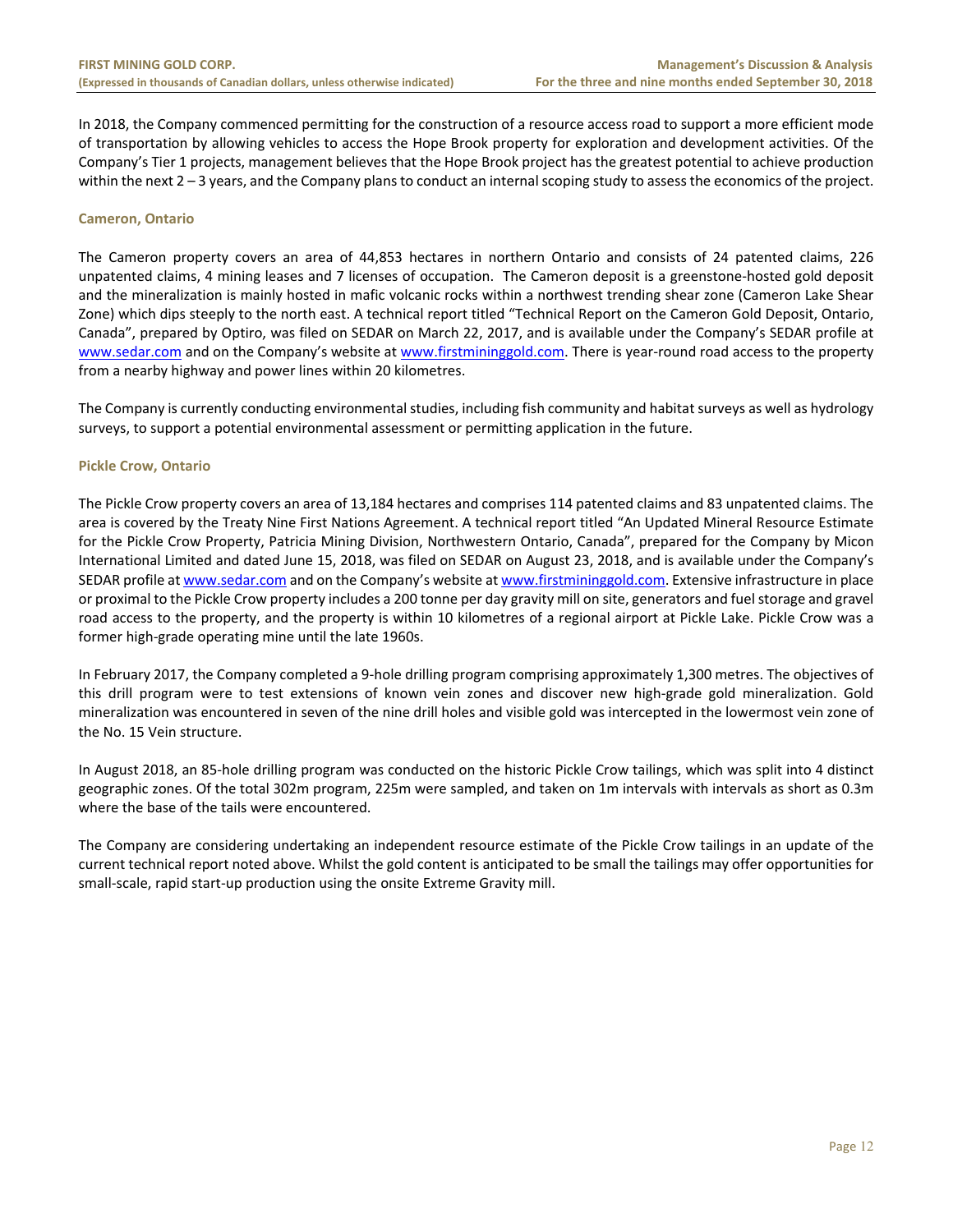In 2018, the Company commenced permitting for the construction of a resource access road to support a more efficient mode of transportation by allowing vehicles to access the Hope Brook property for exploration and development activities. Of the Company's Tier 1 projects, management believes that the Hope Brook project has the greatest potential to achieve production within the next 2 – 3 years, and the Company plans to conduct an internal scoping study to assess the economics of the project.

### Cameron, Ontario

The Cameron property covers an area of 44,853 hectares in northern Ontario and consists of 24 patented claims, 226 unpatented claims, 4 mining leases and 7 licenses of occupation. The Cameron deposit is a greenstone-hosted gold deposit and the mineralization is mainly hosted in mafic volcanic rocks within a northwest trending shear zone (Cameron Lake Shear Zone) which dips steeply to the north east. A technical report titled "Technical Report on the Cameron Gold Deposit, Ontario, Canada", prepared by Optiro, was filed on SEDAR on March 22, 2017, and is available under the Company's SEDAR profile at www.sedar.com and on the Company's website at www.firstmininggold.com. There is year-round road access to the property from a nearby highway and power lines within 20 kilometres.

The Company is currently conducting environmental studies, including fish community and habitat surveys as well as hydrology surveys, to support a potential environmental assessment or permitting application in the future.

### Pickle Crow, Ontario

The Pickle Crow property covers an area of 13,184 hectares and comprises 114 patented claims and 83 unpatented claims. The area is covered by the Treaty Nine First Nations Agreement. A technical report titled "An Updated Mineral Resource Estimate for the Pickle Crow Property, Patricia Mining Division, Northwestern Ontario, Canada", prepared for the Company by Micon International Limited and dated June 15, 2018, was filed on SEDAR on August 23, 2018, and is available under the Company's SEDAR profile at www.sedar.com and on the Company's website at www.firstmininggold.com. Extensive infrastructure in place or proximal to the Pickle Crow property includes a 200 tonne per day gravity mill on site, generators and fuel storage and gravel road access to the property, and the property is within 10 kilometres of a regional airport at Pickle Lake. Pickle Crow was a former high-grade operating mine until the late 1960s.

In February 2017, the Company completed a 9-hole drilling program comprising approximately 1,300 metres. The objectives of this drill program were to test extensions of known vein zones and discover new high-grade gold mineralization. Gold mineralization was encountered in seven of the nine drill holes and visible gold was intercepted in the lowermost vein zone of the No. 15 Vein structure.

In August 2018, an 85-hole drilling program was conducted on the historic Pickle Crow tailings, which was split into 4 distinct geographic zones. Of the total 302m program, 225m were sampled, and taken on 1m intervals with intervals as short as 0.3m where the base of the tails were encountered.

The Company are considering undertaking an independent resource estimate of the Pickle Crow tailings in an update of the current technical report noted above. Whilst the gold content is anticipated to be small the tailings may offer opportunities for small-scale, rapid start-up production using the onsite Extreme Gravity mill.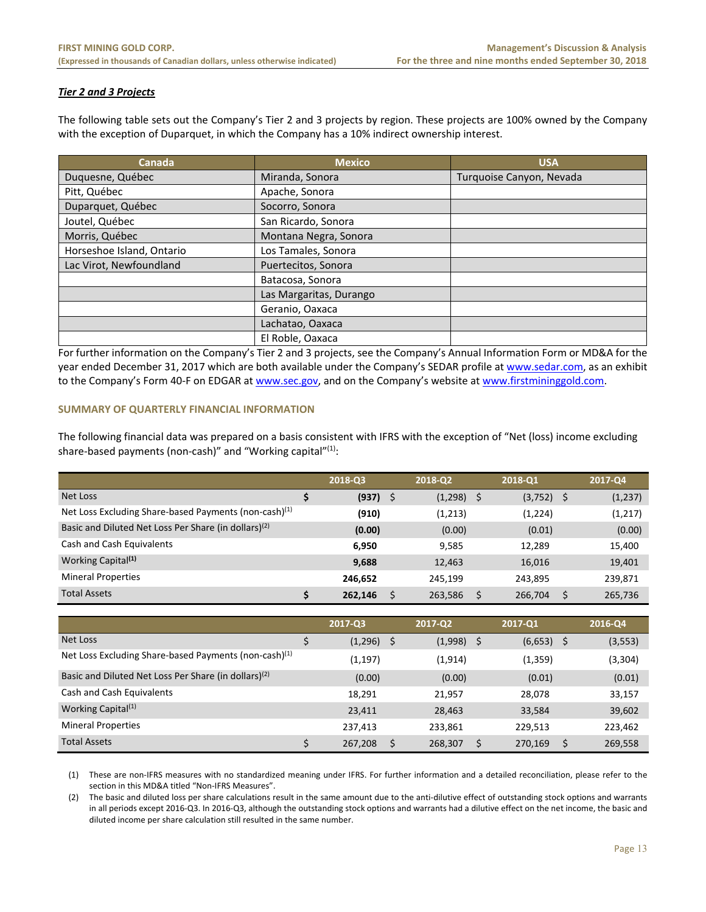### ***Tier 2 and 3 Projects***

The following table sets out the Company's Tier 2 and 3 projects by region. These projects are 100% owned by the Company with the exception of Duparquet, in which the Company has a 10% indirect ownership interest.

| Canada | Mexico | USA |
|---|---|---|
| Duquesne, Québec | Miranda, Sonora | Turquoise Canyon, Nevada |
| Pitt, Québec | Apache, Sonora | |
| Duparquet, Québec | Socorro, Sonora | |
| Joutel, Québec | San Ricardo, Sonora | |
| Morris, Québec | Montana Negra, Sonora | |
| Horseshoe Island, Ontario | Los Tamales, Sonora | |
| Lac Virot, Newfoundland | Puertecitos, Sonora | |
| | Batacosa, Sonora | |
| | Las Margaritas, Durango | |
| | Geranio, Oaxaca | |
| | Lachatao, Oaxaca | |
| | El Roble, Oaxaca | |

For further information on the Company's Tier 2 and 3 projects, see the Company's Annual Information Form or MD&A for the year ended December 31, 2017 which are both available under the Company's SEDAR profile at www.sedar.com, as an exhibit to the Company's Form 40-F on EDGAR at www.sec.gov, and on the Company's website at www.firstmininggold.com.

## SUMMARY OF QUARTERLY FINANCIAL INFORMATION

The following financial data was prepared on a basis consistent with IFRS with the exception of "Net (loss) income excluding share-based payments (non-cash)" and "Working capital"(1):

| | 2018-Q3 | 2018-Q2 | 2018-Q1 | 2017-Q4 |
|---|---|---|---|---|
| Net Loss | **$ (937)** | $ (1,298) | $ (3,752) | $ (1,237) |
| Net Loss Excluding Share-based Payments (non-cash)(1) | **(910)** | (1,213) | (1,224) | (1,217) |
| Basic and Diluted Net Loss Per Share (in dollars)(2) | **(0.00)** | (0.00) | (0.01) | (0.00) |
| Cash and Cash Equivalents | **6,950** | 9,585 | 12,289 | 15,400 |
| Working Capital(1) | **9,688** | 12,463 | 16,016 | 19,401 |
| Mineral Properties | **246,652** | 245,199 | 243,895 | 239,871 |
| Total Assets | **$ 262,146** | $ 263,586 | $ 266,704 | $ 265,736 |

| | 2017-Q3 | 2017-Q2 | 2017-Q1 | 2016-Q4 |
|---|---|---|---|---|
| Net Loss | $ (1,296) | $ (1,998) | $ (6,653) | $ (3,553) |
| Net Loss Excluding Share-based Payments (non-cash)(1) | (1,197) | (1,914) | (1,359) | (3,304) |
| Basic and Diluted Net Loss Per Share (in dollars)(2) | (0.00) | (0.00) | (0.01) | (0.01) |
| Cash and Cash Equivalents | 18,291 | 21,957 | 28,078 | 33,157 |
| Working Capital(1) | 23,411 | 28,463 | 33,584 | 39,602 |
| Mineral Properties | 237,413 | 233,861 | 229,513 | 223,462 |
| Total Assets | $ 267,208 | $ 268,307 | $ 270,169 | $ 269,558 |

(1) These are non-IFRS measures with no standardized meaning under IFRS. For further information and a detailed reconciliation, please refer to the section in this MD&A titled "Non-IFRS Measures".

(2) The basic and diluted loss per share calculations result in the same amount due to the anti-dilutive effect of outstanding stock options and warrants in all periods except 2016-Q3. In 2016-Q3, although the outstanding stock options and warrants had a dilutive effect on the net income, the basic and diluted income per share calculation still resulted in the same number.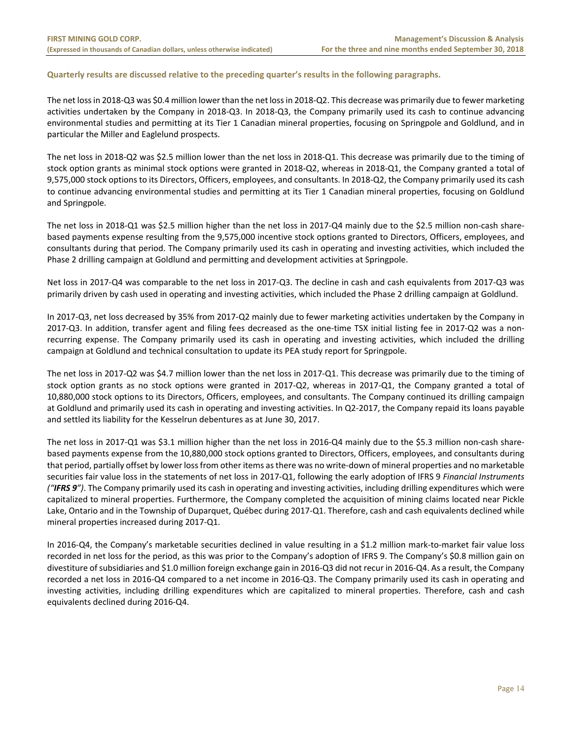**Quarterly results are discussed relative to the preceding quarter's results in the following paragraphs.**

The net loss in 2018-Q3 was $0.4 million lower than the net loss in 2018-Q2. This decrease was primarily due to fewer marketing activities undertaken by the Company in 2018-Q3. In 2018-Q3, the Company primarily used its cash to continue advancing environmental studies and permitting at its Tier 1 Canadian mineral properties, focusing on Springpole and Goldlund, and in particular the Miller and Eaglelund prospects.

The net loss in 2018-Q2 was $2.5 million lower than the net loss in 2018-Q1. This decrease was primarily due to the timing of stock option grants as minimal stock options were granted in 2018-Q2, whereas in 2018-Q1, the Company granted a total of 9,575,000 stock options to its Directors, Officers, employees, and consultants. In 2018-Q2, the Company primarily used its cash to continue advancing environmental studies and permitting at its Tier 1 Canadian mineral properties, focusing on Goldlund and Springpole.

The net loss in 2018-Q1 was $2.5 million higher than the net loss in 2017-Q4 mainly due to the $2.5 million non-cash share-based payments expense resulting from the 9,575,000 incentive stock options granted to Directors, Officers, employees, and consultants during that period. The Company primarily used its cash in operating and investing activities, which included the Phase 2 drilling campaign at Goldlund and permitting and development activities at Springpole.

Net loss in 2017-Q4 was comparable to the net loss in 2017-Q3. The decline in cash and cash equivalents from 2017-Q3 was primarily driven by cash used in operating and investing activities, which included the Phase 2 drilling campaign at Goldlund.

In 2017-Q3, net loss decreased by 35% from 2017-Q2 mainly due to fewer marketing activities undertaken by the Company in 2017-Q3. In addition, transfer agent and filing fees decreased as the one-time TSX initial listing fee in 2017-Q2 was a non-recurring expense. The Company primarily used its cash in operating and investing activities, which included the drilling campaign at Goldlund and technical consultation to update its PEA study report for Springpole.

The net loss in 2017-Q2 was $4.7 million lower than the net loss in 2017-Q1. This decrease was primarily due to the timing of stock option grants as no stock options were granted in 2017-Q2, whereas in 2017-Q1, the Company granted a total of 10,880,000 stock options to its Directors, Officers, employees, and consultants. The Company continued its drilling campaign at Goldlund and primarily used its cash in operating and investing activities. In Q2-2017, the Company repaid its loans payable and settled its liability for the Kesselrun debentures as at June 30, 2017.

The net loss in 2017-Q1 was $3.1 million higher than the net loss in 2016-Q4 mainly due to the $5.3 million non-cash share-based payments expense from the 10,880,000 stock options granted to Directors, Officers, employees, and consultants during that period, partially offset by lower loss from other items as there was no write-down of mineral properties and no marketable securities fair value loss in the statements of net loss in 2017-Q1, following the early adoption of IFRS 9 *Financial Instruments (**"IFRS 9"**)*. The Company primarily used its cash in operating and investing activities, including drilling expenditures which were capitalized to mineral properties. Furthermore, the Company completed the acquisition of mining claims located near Pickle Lake, Ontario and in the Township of Duparquet, Québec during 2017-Q1. Therefore, cash and cash equivalents declined while mineral properties increased during 2017-Q1.

In 2016-Q4, the Company's marketable securities declined in value resulting in a $1.2 million mark-to-market fair value loss recorded in net loss for the period, as this was prior to the Company's adoption of IFRS 9. The Company's $0.8 million gain on divestiture of subsidiaries and $1.0 million foreign exchange gain in 2016-Q3 did not recur in 2016-Q4. As a result, the Company recorded a net loss in 2016-Q4 compared to a net income in 2016-Q3. The Company primarily used its cash in operating and investing activities, including drilling expenditures which are capitalized to mineral properties. Therefore, cash and cash equivalents declined during 2016-Q4.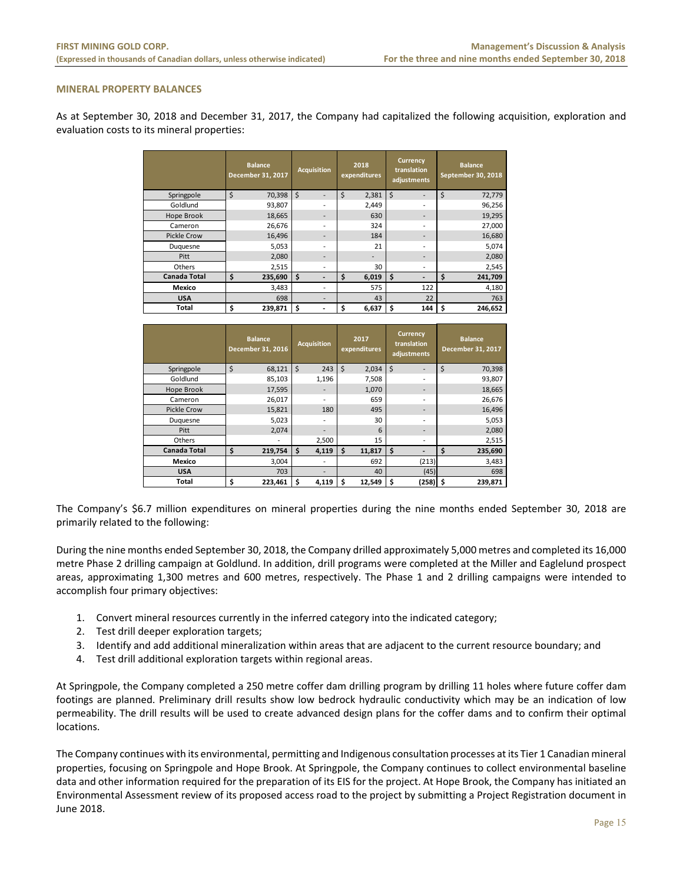## MINERAL PROPERTY BALANCES

As at September 30, 2018 and December 31, 2017, the Company had capitalized the following acquisition, exploration and evaluation costs to its mineral properties:

| | Balance December 31, 2017 | Acquisition | 2018 expenditures | Currency translation adjustments | Balance September 30, 2018 |
|---|---|---|---|---|---|
| Springpole | $ 70,398 | $ - | $ 2,381 | $ - | $ 72,779 |
| Goldlund | 93,807 | - | 2,449 | - | 96,256 |
| Hope Brook | 18,665 | - | 630 | - | 19,295 |
| Cameron | 26,676 | - | 324 | - | 27,000 |
| Pickle Crow | 16,496 | - | 184 | - | 16,680 |
| Duquesne | 5,053 | - | 21 | - | 5,074 |
| Pitt | 2,080 | - | - | - | 2,080 |
| Others | 2,515 | - | 30 | - | 2,545 |
| **Canada Total** | **$ 235,690** | **$ -** | **$ 6,019** | **$ -** | **$ 241,709** |
| **Mexico** | 3,483 | - | 575 | 122 | 4,180 |
| **USA** | 698 | - | 43 | 22 | 763 |
| **Total** | **$ 239,871** | **$ -** | **$ 6,637** | **$ 144** | **$ 246,652** |

| | Balance December 31, 2016 | Acquisition | 2017 expenditures | Currency translation adjustments | Balance December 31, 2017 |
|---|---|---|---|---|---|
| Springpole | $ 68,121 | $ 243 | $ 2,034 | $ - | $ 70,398 |
| Goldlund | 85,103 | 1,196 | 7,508 | - | 93,807 |
| Hope Brook | 17,595 | - | 1,070 | - | 18,665 |
| Cameron | 26,017 | - | 659 | - | 26,676 |
| Pickle Crow | 15,821 | 180 | 495 | - | 16,496 |
| Duquesne | 5,023 | - | 30 | - | 5,053 |
| Pitt | 2,074 | - | 6 | - | 2,080 |
| Others | - | 2,500 | 15 | - | 2,515 |
| **Canada Total** | **$ 219,754** | **$ 4,119** | **$ 11,817** | **$ -** | **$ 235,690** |
| **Mexico** | 3,004 | - | 692 | (213) | 3,483 |
| **USA** | 703 | - | 40 | (45) | 698 |
| **Total** | **$ 223,461** | **$ 4,119** | **$ 12,549** | **$ (258)** | **$ 239,871** |

The Company's $6.7 million expenditures on mineral properties during the nine months ended September 30, 2018 are primarily related to the following:

During the nine months ended September 30, 2018, the Company drilled approximately 5,000 metres and completed its 16,000 metre Phase 2 drilling campaign at Goldlund. In addition, drill programs were completed at the Miller and Eaglelund prospect areas, approximating 1,300 metres and 600 metres, respectively. The Phase 1 and 2 drilling campaigns were intended to accomplish four primary objectives:

1. Convert mineral resources currently in the inferred category into the indicated category;
2. Test drill deeper exploration targets;
3. Identify and add additional mineralization within areas that are adjacent to the current resource boundary; and
4. Test drill additional exploration targets within regional areas.

At Springpole, the Company completed a 250 metre coffer dam drilling program by drilling 11 holes where future coffer dam footings are planned. Preliminary drill results show low bedrock hydraulic conductivity which may be an indication of low permeability. The drill results will be used to create advanced design plans for the coffer dams and to confirm their optimal locations.

The Company continues with its environmental, permitting and Indigenous consultation processes at its Tier 1 Canadian mineral properties, focusing on Springpole and Hope Brook. At Springpole, the Company continues to collect environmental baseline data and other information required for the preparation of its EIS for the project. At Hope Brook, the Company has initiated an Environmental Assessment review of its proposed access road to the project by submitting a Project Registration document in June 2018.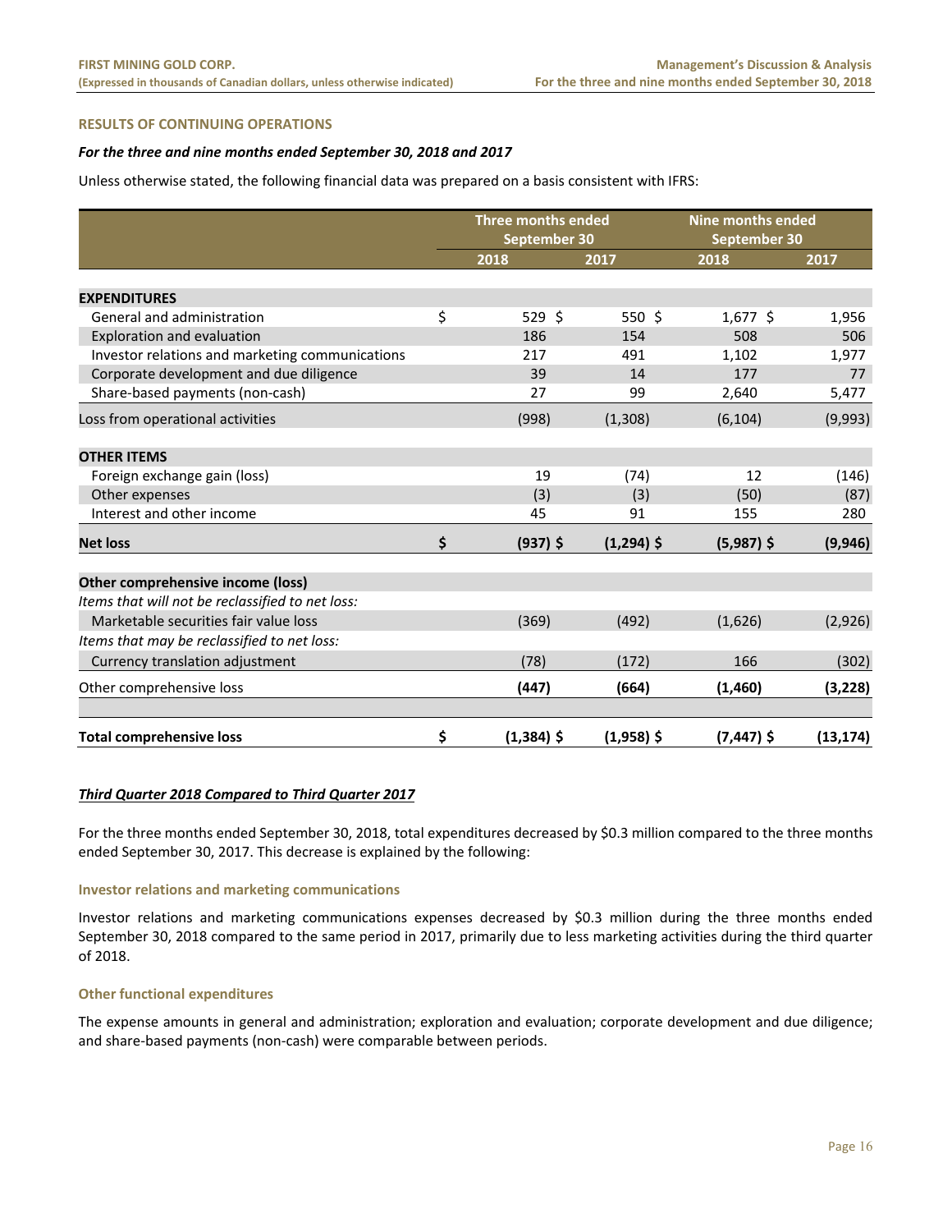## RESULTS OF CONTINUING OPERATIONS

***For the three and nine months ended September 30, 2018 and 2017***

Unless otherwise stated, the following financial data was prepared on a basis consistent with IFRS:

| | Three months ended September 30 | | Nine months ended September 30 | |
|---|---|---|---|---|
| | 2018 | 2017 | 2018 | 2017 |
| **EXPENDITURES** | | | | |
| General and administration | $ 529 | $ 550 | $ 1,677 | $ 1,956 |
| Exploration and evaluation | 186 | 154 | 508 | 506 |
| Investor relations and marketing communications | 217 | 491 | 1,102 | 1,977 |
| Corporate development and due diligence | 39 | 14 | 177 | 77 |
| Share-based payments (non-cash) | 27 | 99 | 2,640 | 5,477 |
| Loss from operational activities | (998) | (1,308) | (6,104) | (9,993) |
| **OTHER ITEMS** | | | | |
| Foreign exchange gain (loss) | 19 | (74) | 12 | (146) |
| Other expenses | (3) | (3) | (50) | (87) |
| Interest and other income | 45 | 91 | 155 | 280 |
| **Net loss** | **$ (937)** | **$ (1,294)** | **$ (5,987)** | **$ (9,946)** |
| **Other comprehensive income (loss)** | | | | |
| *Items that will not be reclassified to net loss:* | | | | |
| Marketable securities fair value loss | (369) | (492) | (1,626) | (2,926) |
| *Items that may be reclassified to net loss:* | | | | |
| Currency translation adjustment | (78) | (172) | 166 | (302) |
| Other comprehensive loss | **(447)** | **(664)** | **(1,460)** | **(3,228)** |
| **Total comprehensive loss** | **$ (1,384)** | **$ (1,958)** | **$ (7,447)** | **$ (13,174)** |

***<u>Third Quarter 2018 Compared to Third Quarter 2017</u>***

For the three months ended September 30, 2018, total expenditures decreased by $0.3 million compared to the three months ended September 30, 2017. This decrease is explained by the following:

### Investor relations and marketing communications

Investor relations and marketing communications expenses decreased by $0.3 million during the three months ended September 30, 2018 compared to the same period in 2017, primarily due to less marketing activities during the third quarter of 2018.

### Other functional expenditures

The expense amounts in general and administration; exploration and evaluation; corporate development and due diligence; and share-based payments (non-cash) were comparable between periods.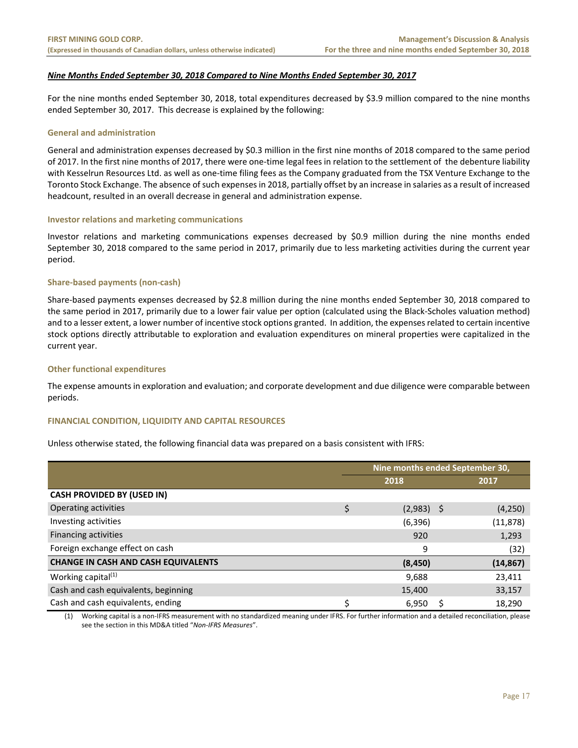***Nine Months Ended September 30, 2018 Compared to Nine Months Ended September 30, 2017***

For the nine months ended September 30, 2018, total expenditures decreased by $3.9 million compared to the nine months ended September 30, 2017. This decrease is explained by the following:

### General and administration

General and administration expenses decreased by $0.3 million in the first nine months of 2018 compared to the same period of 2017. In the first nine months of 2017, there were one-time legal fees in relation to the settlement of the debenture liability with Kesselrun Resources Ltd. as well as one-time filing fees as the Company graduated from the TSX Venture Exchange to the Toronto Stock Exchange. The absence of such expenses in 2018, partially offset by an increase in salaries as a result of increased headcount, resulted in an overall decrease in general and administration expense.

### Investor relations and marketing communications

Investor relations and marketing communications expenses decreased by $0.9 million during the nine months ended September 30, 2018 compared to the same period in 2017, primarily due to less marketing activities during the current year period.

### Share-based payments (non-cash)

Share-based payments expenses decreased by $2.8 million during the nine months ended September 30, 2018 compared to the same period in 2017, primarily due to a lower fair value per option (calculated using the Black-Scholes valuation method) and to a lesser extent, a lower number of incentive stock options granted. In addition, the expenses related to certain incentive stock options directly attributable to exploration and evaluation expenditures on mineral properties were capitalized in the current year.

### Other functional expenditures

The expense amounts in exploration and evaluation; and corporate development and due diligence were comparable between periods.

## FINANCIAL CONDITION, LIQUIDITY AND CAPITAL RESOURCES

Unless otherwise stated, the following financial data was prepared on a basis consistent with IFRS:

| | Nine months ended September 30, | |
|---|---|---|
| | 2018 | 2017 |
| **CASH PROVIDED BY (USED IN)** | | |
| Operating activities | $ (2,983) | $ (4,250) |
| Investing activities | (6,396) | (11,878) |
| Financing activities | 920 | 1,293 |
| Foreign exchange effect on cash | 9 | (32) |
| **CHANGE IN CASH AND CASH EQUIVALENTS** | **(8,450)** | **(14,867)** |
| Working capital[1] | 9,688 | 23,411 |
| Cash and cash equivalents, beginning | 15,400 | 33,157 |
| Cash and cash equivalents, ending | $ 6,950 | $ 18,290 |

(1) Working capital is a non-IFRS measurement with no standardized meaning under IFRS. For further information and a detailed reconciliation, please see the section in this MD&A titled "*Non-IFRS Measures*".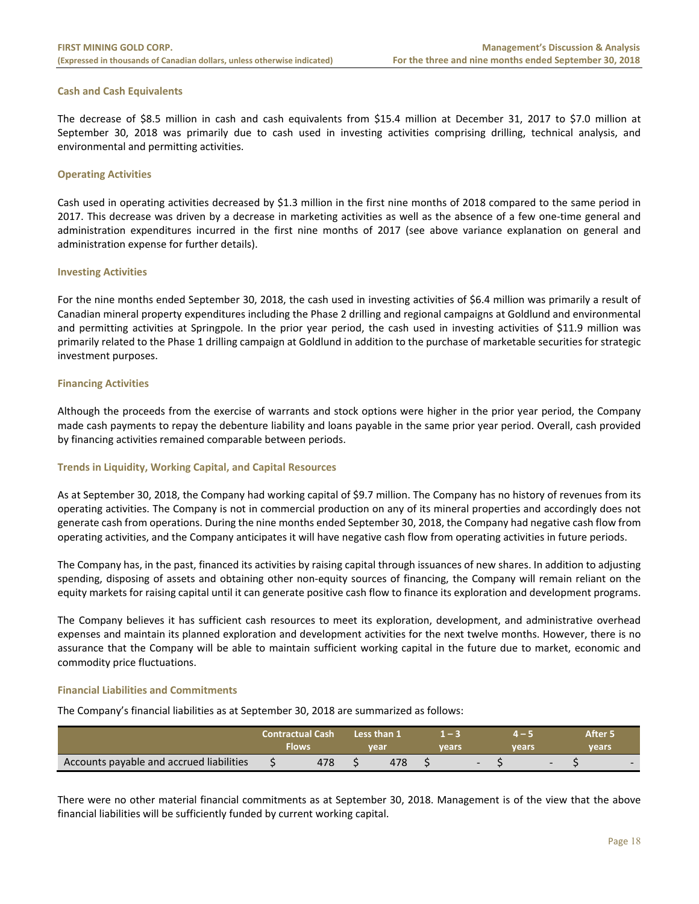### Cash and Cash Equivalents

The decrease of $8.5 million in cash and cash equivalents from $15.4 million at December 31, 2017 to $7.0 million at September 30, 2018 was primarily due to cash used in investing activities comprising drilling, technical analysis, and environmental and permitting activities.

### Operating Activities

Cash used in operating activities decreased by $1.3 million in the first nine months of 2018 compared to the same period in 2017. This decrease was driven by a decrease in marketing activities as well as the absence of a few one-time general and administration expenditures incurred in the first nine months of 2017 (see above variance explanation on general and administration expense for further details).

### Investing Activities

For the nine months ended September 30, 2018, the cash used in investing activities of $6.4 million was primarily a result of Canadian mineral property expenditures including the Phase 2 drilling and regional campaigns at Goldlund and environmental and permitting activities at Springpole. In the prior year period, the cash used in investing activities of $11.9 million was primarily related to the Phase 1 drilling campaign at Goldlund in addition to the purchase of marketable securities for strategic investment purposes.

### Financing Activities

Although the proceeds from the exercise of warrants and stock options were higher in the prior year period, the Company made cash payments to repay the debenture liability and loans payable in the same prior year period. Overall, cash provided by financing activities remained comparable between periods.

### Trends in Liquidity, Working Capital, and Capital Resources

As at September 30, 2018, the Company had working capital of $9.7 million. The Company has no history of revenues from its operating activities. The Company is not in commercial production on any of its mineral properties and accordingly does not generate cash from operations. During the nine months ended September 30, 2018, the Company had negative cash flow from operating activities, and the Company anticipates it will have negative cash flow from operating activities in future periods.

The Company has, in the past, financed its activities by raising capital through issuances of new shares. In addition to adjusting spending, disposing of assets and obtaining other non-equity sources of financing, the Company will remain reliant on the equity markets for raising capital until it can generate positive cash flow to finance its exploration and development programs.

The Company believes it has sufficient cash resources to meet its exploration, development, and administrative overhead expenses and maintain its planned exploration and development activities for the next twelve months. However, there is no assurance that the Company will be able to maintain sufficient working capital in the future due to market, economic and commodity price fluctuations.

### Financial Liabilities and Commitments

The Company's financial liabilities as at September 30, 2018 are summarized as follows:

| | Contractual Cash Flows | Less than 1 year | 1 – 3 years | 4 – 5 years | After 5 years |
|---|---|---|---|---|---|
| Accounts payable and accrued liabilities | $ 478 | $ 478 | $ - | $ - | $ - |

There were no other material financial commitments as at September 30, 2018. Management is of the view that the above financial liabilities will be sufficiently funded by current working capital.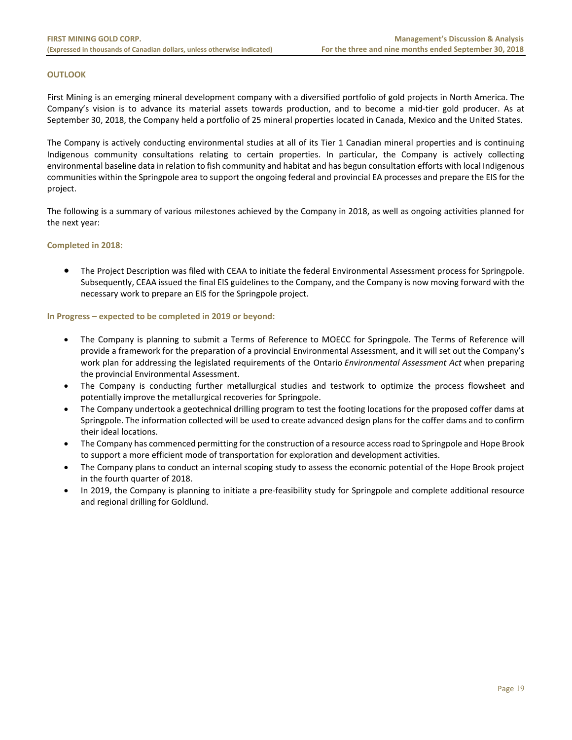## OUTLOOK

First Mining is an emerging mineral development company with a diversified portfolio of gold projects in North America. The Company's vision is to advance its material assets towards production, and to become a mid-tier gold producer. As at September 30, 2018, the Company held a portfolio of 25 mineral properties located in Canada, Mexico and the United States.

The Company is actively conducting environmental studies at all of its Tier 1 Canadian mineral properties and is continuing Indigenous community consultations relating to certain properties. In particular, the Company is actively collecting environmental baseline data in relation to fish community and habitat and has begun consultation efforts with local Indigenous communities within the Springpole area to support the ongoing federal and provincial EA processes and prepare the EIS for the project.

The following is a summary of various milestones achieved by the Company in 2018, as well as ongoing activities planned for the next year:

### Completed in 2018:

- The Project Description was filed with CEAA to initiate the federal Environmental Assessment process for Springpole. Subsequently, CEAA issued the final EIS guidelines to the Company, and the Company is now moving forward with the necessary work to prepare an EIS for the Springpole project.

### In Progress – expected to be completed in 2019 or beyond:

- The Company is planning to submit a Terms of Reference to MOECC for Springpole. The Terms of Reference will provide a framework for the preparation of a provincial Environmental Assessment, and it will set out the Company's work plan for addressing the legislated requirements of the Ontario *Environmental Assessment Act* when preparing the provincial Environmental Assessment.
- The Company is conducting further metallurgical studies and testwork to optimize the process flowsheet and potentially improve the metallurgical recoveries for Springpole.
- The Company undertook a geotechnical drilling program to test the footing locations for the proposed coffer dams at Springpole. The information collected will be used to create advanced design plans for the coffer dams and to confirm their ideal locations.
- The Company has commenced permitting for the construction of a resource access road to Springpole and Hope Brook to support a more efficient mode of transportation for exploration and development activities.
- The Company plans to conduct an internal scoping study to assess the economic potential of the Hope Brook project in the fourth quarter of 2018.
- In 2019, the Company is planning to initiate a pre-feasibility study for Springpole and complete additional resource and regional drilling for Goldlund.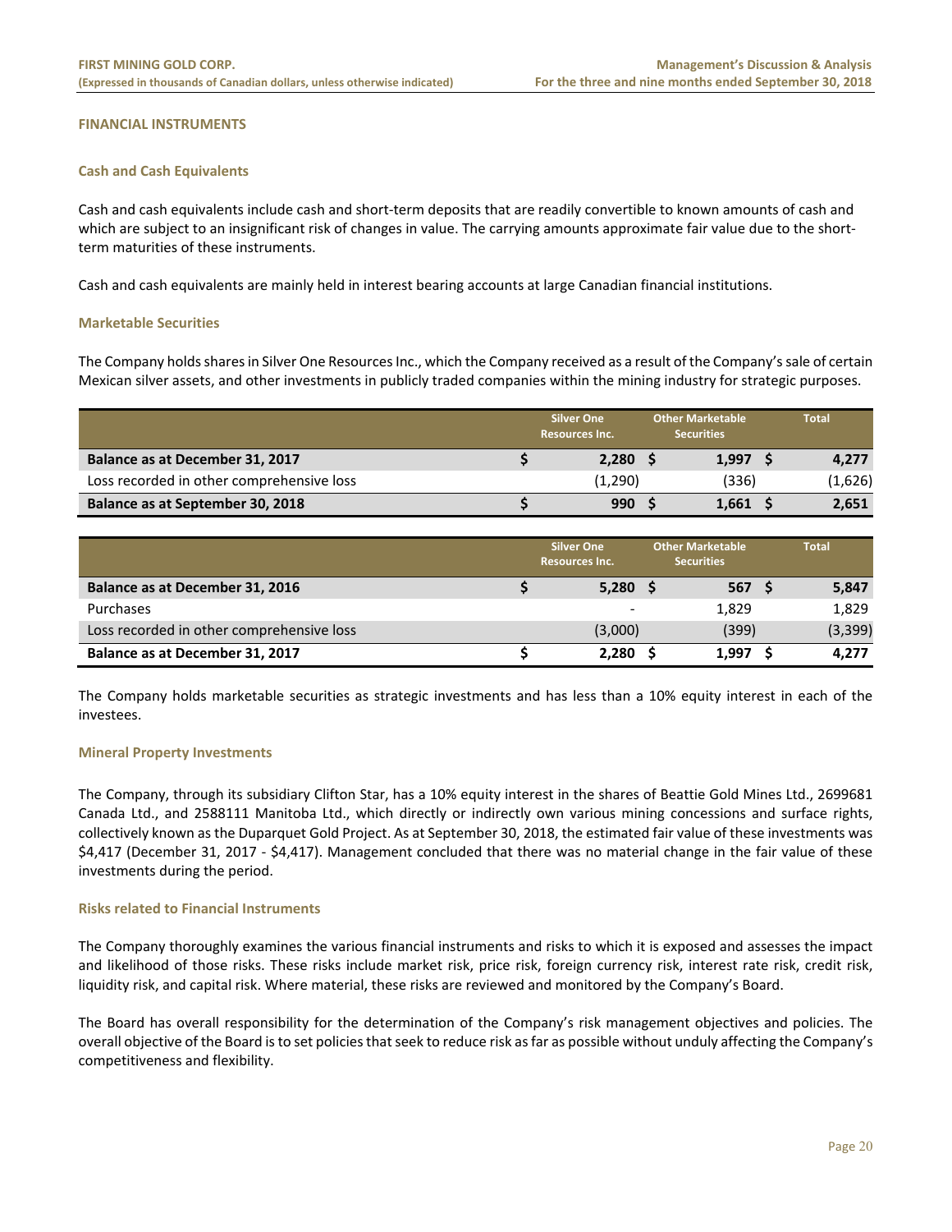## FINANCIAL INSTRUMENTS

### Cash and Cash Equivalents

Cash and cash equivalents include cash and short-term deposits that are readily convertible to known amounts of cash and which are subject to an insignificant risk of changes in value. The carrying amounts approximate fair value due to the short-term maturities of these instruments.

Cash and cash equivalents are mainly held in interest bearing accounts at large Canadian financial institutions.

### Marketable Securities

The Company holds shares in Silver One Resources Inc., which the Company received as a result of the Company's sale of certain Mexican silver assets, and other investments in publicly traded companies within the mining industry for strategic purposes.

| | Silver One Resources Inc. | Other Marketable Securities | Total |
|---|---|---|---|
| **Balance as at December 31, 2017** | **$ 2,280** | **$ 1,997** | **$ 4,277** |
| Loss recorded in other comprehensive loss | (1,290) | (336) | (1,626) |
| **Balance as at September 30, 2018** | **$ 990** | **$ 1,661** | **$ 2,651** |

| | Silver One Resources Inc. | Other Marketable Securities | Total |
|---|---|---|---|
| **Balance as at December 31, 2016** | **$ 5,280** | **$ 567** | **$ 5,847** |
| Purchases | - | 1,829 | 1,829 |
| Loss recorded in other comprehensive loss | (3,000) | (399) | (3,399) |
| **Balance as at December 31, 2017** | **$ 2,280** | **$ 1,997** | **$ 4,277** |

The Company holds marketable securities as strategic investments and has less than a 10% equity interest in each of the investees.

### Mineral Property Investments

The Company, through its subsidiary Clifton Star, has a 10% equity interest in the shares of Beattie Gold Mines Ltd., 2699681 Canada Ltd., and 2588111 Manitoba Ltd., which directly or indirectly own various mining concessions and surface rights, collectively known as the Duparquet Gold Project. As at September 30, 2018, the estimated fair value of these investments was $4,417 (December 31, 2017 - $4,417). Management concluded that there was no material change in the fair value of these investments during the period.

### Risks related to Financial Instruments

The Company thoroughly examines the various financial instruments and risks to which it is exposed and assesses the impact and likelihood of those risks. These risks include market risk, price risk, foreign currency risk, interest rate risk, credit risk, liquidity risk, and capital risk. Where material, these risks are reviewed and monitored by the Company's Board.

The Board has overall responsibility for the determination of the Company's risk management objectives and policies. The overall objective of the Board is to set policies that seek to reduce risk as far as possible without unduly affecting the Company's competitiveness and flexibility.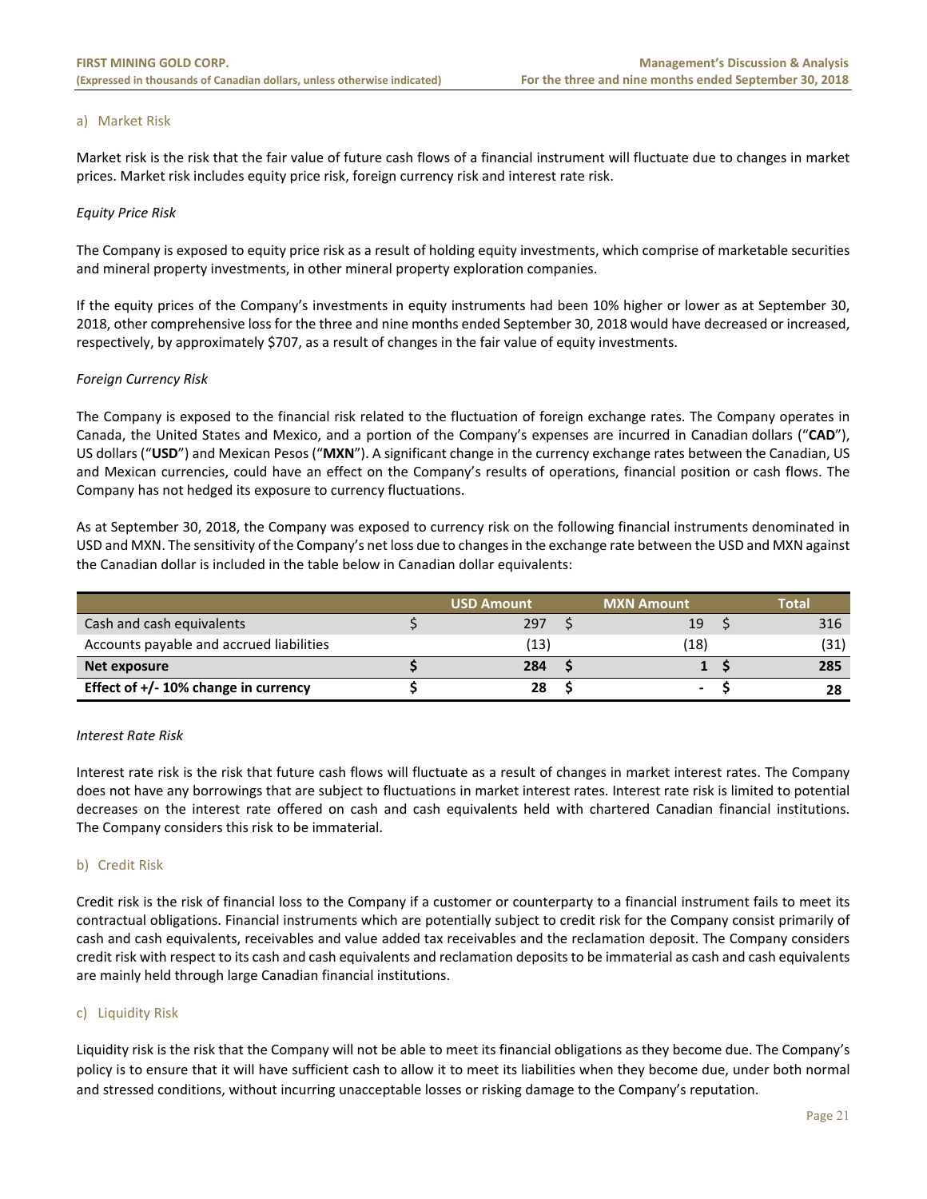### a) Market Risk

Market risk is the risk that the fair value of future cash flows of a financial instrument will fluctuate due to changes in market prices. Market risk includes equity price risk, foreign currency risk and interest rate risk.

*Equity Price Risk*

The Company is exposed to equity price risk as a result of holding equity investments, which comprise of marketable securities and mineral property investments, in other mineral property exploration companies.

If the equity prices of the Company's investments in equity instruments had been 10% higher or lower as at September 30, 2018, other comprehensive loss for the three and nine months ended September 30, 2018 would have decreased or increased, respectively, by approximately $707, as a result of changes in the fair value of equity investments.

*Foreign Currency Risk*

The Company is exposed to the financial risk related to the fluctuation of foreign exchange rates. The Company operates in Canada, the United States and Mexico, and a portion of the Company's expenses are incurred in Canadian dollars ("**CAD**"), US dollars ("**USD**") and Mexican Pesos ("**MXN**"). A significant change in the currency exchange rates between the Canadian, US and Mexican currencies, could have an effect on the Company's results of operations, financial position or cash flows. The Company has not hedged its exposure to currency fluctuations.

As at September 30, 2018, the Company was exposed to currency risk on the following financial instruments denominated in USD and MXN. The sensitivity of the Company's net loss due to changes in the exchange rate between the USD and MXN against the Canadian dollar is included in the table below in Canadian dollar equivalents:

| | USD Amount | MXN Amount | Total |
|---|---|---|---|
| Cash and cash equivalents | $ 297 | $ 19 | $ 316 |
| Accounts payable and accrued liabilities | (13) | (18) | (31) |
| **Net exposure** | **$ 284** | **$ 1** | **$ 285** |
| **Effect of +/- 10% change in currency** | **$ 28** | **$ -** | **$ 28** |

*Interest Rate Risk*

Interest rate risk is the risk that future cash flows will fluctuate as a result of changes in market interest rates. The Company does not have any borrowings that are subject to fluctuations in market interest rates. Interest rate risk is limited to potential decreases on the interest rate offered on cash and cash equivalents held with chartered Canadian financial institutions. The Company considers this risk to be immaterial.

### b) Credit Risk

Credit risk is the risk of financial loss to the Company if a customer or counterparty to a financial instrument fails to meet its contractual obligations. Financial instruments which are potentially subject to credit risk for the Company consist primarily of cash and cash equivalents, receivables and value added tax receivables and the reclamation deposit. The Company considers credit risk with respect to its cash and cash equivalents and reclamation deposits to be immaterial as cash and cash equivalents are mainly held through large Canadian financial institutions.

### c) Liquidity Risk

Liquidity risk is the risk that the Company will not be able to meet its financial obligations as they become due. The Company's policy is to ensure that it will have sufficient cash to allow it to meet its liabilities when they become due, under both normal and stressed conditions, without incurring unacceptable losses or risking damage to the Company's reputation.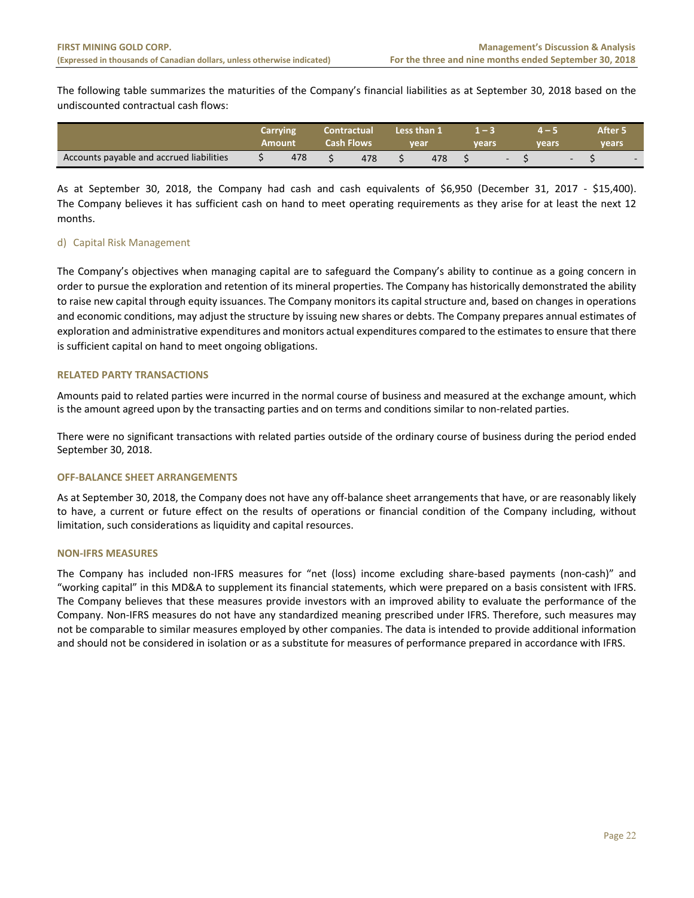The following table summarizes the maturities of the Company's financial liabilities as at September 30, 2018 based on the undiscounted contractual cash flows:

| | Carrying Amount | Contractual Cash Flows | Less than 1 year | 1 – 3 years | 4 – 5 years | After 5 years |
|---|---|---|---|---|---|---|
| Accounts payable and accrued liabilities | $ 478 | $ 478 | $ 478 | $ - | $ - | $ - |

As at September 30, 2018, the Company had cash and cash equivalents of $6,950 (December 31, 2017 - $15,400). The Company believes it has sufficient cash on hand to meet operating requirements as they arise for at least the next 12 months.

### d) Capital Risk Management

The Company's objectives when managing capital are to safeguard the Company's ability to continue as a going concern in order to pursue the exploration and retention of its mineral properties. The Company has historically demonstrated the ability to raise new capital through equity issuances. The Company monitors its capital structure and, based on changes in operations and economic conditions, may adjust the structure by issuing new shares or debts. The Company prepares annual estimates of exploration and administrative expenditures and monitors actual expenditures compared to the estimates to ensure that there is sufficient capital on hand to meet ongoing obligations.

## RELATED PARTY TRANSACTIONS

Amounts paid to related parties were incurred in the normal course of business and measured at the exchange amount, which is the amount agreed upon by the transacting parties and on terms and conditions similar to non-related parties.

There were no significant transactions with related parties outside of the ordinary course of business during the period ended September 30, 2018.

## OFF-BALANCE SHEET ARRANGEMENTS

As at September 30, 2018, the Company does not have any off-balance sheet arrangements that have, or are reasonably likely to have, a current or future effect on the results of operations or financial condition of the Company including, without limitation, such considerations as liquidity and capital resources.

## NON-IFRS MEASURES

The Company has included non-IFRS measures for "net (loss) income excluding share-based payments (non-cash)" and "working capital" in this MD&A to supplement its financial statements, which were prepared on a basis consistent with IFRS. The Company believes that these measures provide investors with an improved ability to evaluate the performance of the Company. Non-IFRS measures do not have any standardized meaning prescribed under IFRS. Therefore, such measures may not be comparable to similar measures employed by other companies. The data is intended to provide additional information and should not be considered in isolation or as a substitute for measures of performance prepared in accordance with IFRS.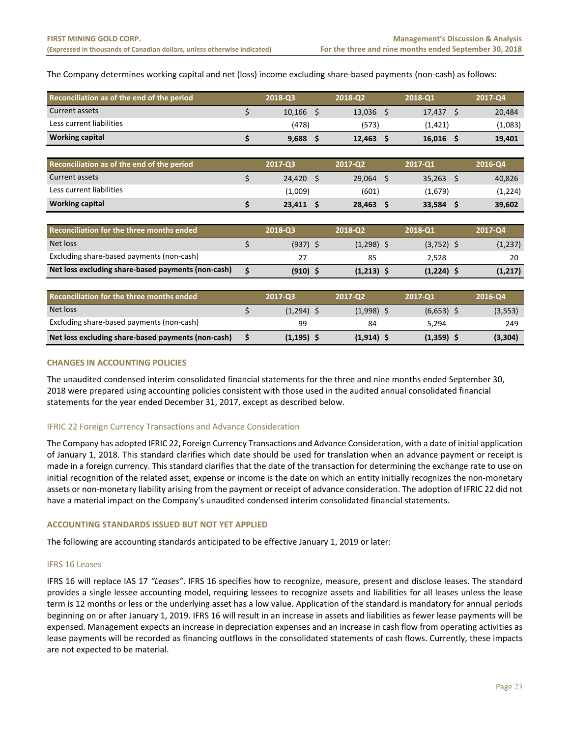The Company determines working capital and net (loss) income excluding share-based payments (non-cash) as follows:

| Reconciliation as of the end of the period | 2018-Q3 | 2018-Q2 | 2018-Q1 | 2017-Q4 |
|---|---|---|---|---|
| Current assets | $ 10,166 | $ 13,036 | $ 17,437 | $ 20,484 |
| Less current liabilities | (478) | (573) | (1,421) | (1,083) |
| **Working capital** | **$ 9,688** | **$ 12,463** | **$ 16,016** | **$ 19,401** |

| Reconciliation as of the end of the period | 2017-Q3 | 2017-Q2 | 2017-Q1 | 2016-Q4 |
|---|---|---|---|---|
| Current assets | $ 24,420 | $ 29,064 | $ 35,263 | $ 40,826 |
| Less current liabilities | (1,009) | (601) | (1,679) | (1,224) |
| **Working capital** | **$ 23,411** | **$ 28,463** | **$ 33,584** | **$ 39,602** |

| Reconciliation for the three months ended | 2018-Q3 | 2018-Q2 | 2018-Q1 | 2017-Q4 |
|---|---|---|---|---|
| Net loss | $ (937) | $ (1,298) | $ (3,752) | $ (1,237) |
| Excluding share-based payments (non-cash) | 27 | 85 | 2,528 | 20 |
| **Net loss excluding share-based payments (non-cash)** | **$ (910)** | **$ (1,213)** | **$ (1,224)** | **$ (1,217)** |

| Reconciliation for the three months ended | 2017-Q3 | 2017-Q2 | 2017-Q1 | 2016-Q4 |
|---|---|---|---|---|
| Net loss | $ (1,294) | $ (1,998) | $ (6,653) | $ (3,553) |
| Excluding share-based payments (non-cash) | 99 | 84 | 5,294 | 249 |
| **Net loss excluding share-based payments (non-cash)** | **$ (1,195)** | **$ (1,914)** | **$ (1,359)** | **$ (3,304)** |

## CHANGES IN ACCOUNTING POLICIES

The unaudited condensed interim consolidated financial statements for the three and nine months ended September 30, 2018 were prepared using accounting policies consistent with those used in the audited annual consolidated financial statements for the year ended December 31, 2017, except as described below.

### IFRIC 22 Foreign Currency Transactions and Advance Consideration

The Company has adopted IFRIC 22, Foreign Currency Transactions and Advance Consideration, with a date of initial application of January 1, 2018. This standard clarifies which date should be used for translation when an advance payment or receipt is made in a foreign currency. This standard clarifies that the date of the transaction for determining the exchange rate to use on initial recognition of the related asset, expense or income is the date on which an entity initially recognizes the non-monetary assets or non-monetary liability arising from the payment or receipt of advance consideration. The adoption of IFRIC 22 did not have a material impact on the Company's unaudited condensed interim consolidated financial statements.

## ACCOUNTING STANDARDS ISSUED BUT NOT YET APPLIED

The following are accounting standards anticipated to be effective January 1, 2019 or later:

### IFRS 16 Leases

IFRS 16 will replace IAS 17 *"Leases"*. IFRS 16 specifies how to recognize, measure, present and disclose leases. The standard provides a single lessee accounting model, requiring lessees to recognize assets and liabilities for all leases unless the lease term is 12 months or less or the underlying asset has a low value. Application of the standard is mandatory for annual periods beginning on or after January 1, 2019. IFRS 16 will result in an increase in assets and liabilities as fewer lease payments will be expensed. Management expects an increase in depreciation expenses and an increase in cash flow from operating activities as lease payments will be recorded as financing outflows in the consolidated statements of cash flows. Currently, these impacts are not expected to be material.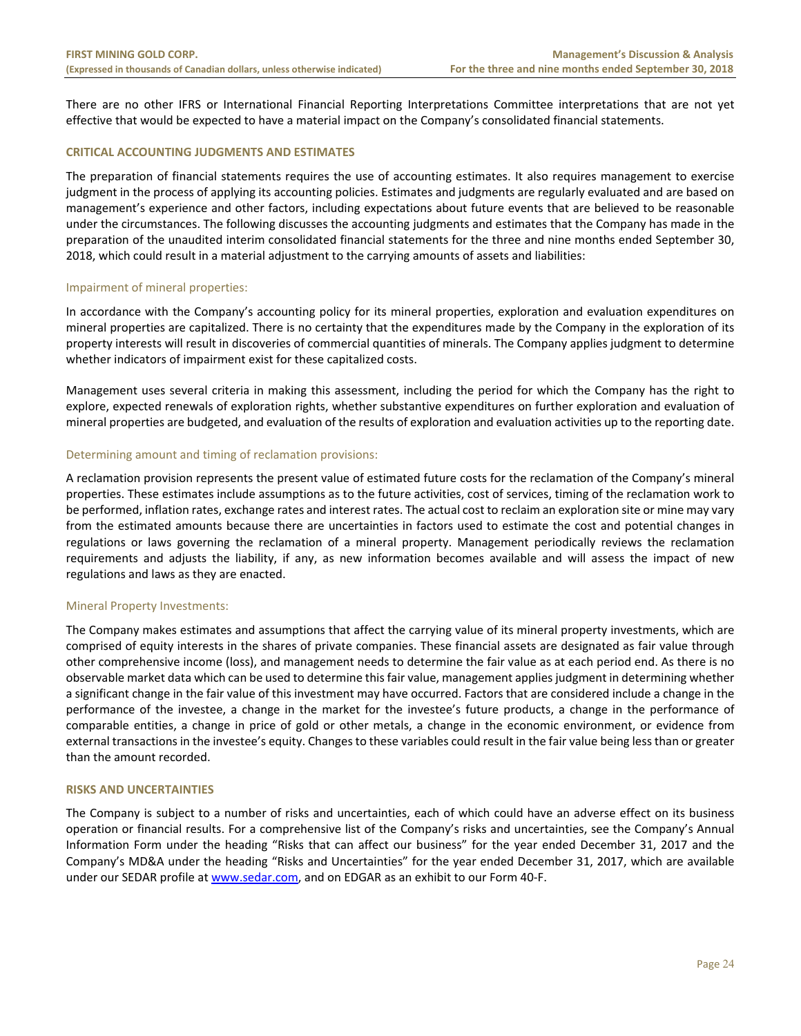There are no other IFRS or International Financial Reporting Interpretations Committee interpretations that are not yet effective that would be expected to have a material impact on the Company's consolidated financial statements.

## CRITICAL ACCOUNTING JUDGMENTS AND ESTIMATES

The preparation of financial statements requires the use of accounting estimates. It also requires management to exercise judgment in the process of applying its accounting policies. Estimates and judgments are regularly evaluated and are based on management's experience and other factors, including expectations about future events that are believed to be reasonable under the circumstances. The following discusses the accounting judgments and estimates that the Company has made in the preparation of the unaudited interim consolidated financial statements for the three and nine months ended September 30, 2018, which could result in a material adjustment to the carrying amounts of assets and liabilities:

### Impairment of mineral properties:

In accordance with the Company's accounting policy for its mineral properties, exploration and evaluation expenditures on mineral properties are capitalized. There is no certainty that the expenditures made by the Company in the exploration of its property interests will result in discoveries of commercial quantities of minerals. The Company applies judgment to determine whether indicators of impairment exist for these capitalized costs.

Management uses several criteria in making this assessment, including the period for which the Company has the right to explore, expected renewals of exploration rights, whether substantive expenditures on further exploration and evaluation of mineral properties are budgeted, and evaluation of the results of exploration and evaluation activities up to the reporting date.

### Determining amount and timing of reclamation provisions:

A reclamation provision represents the present value of estimated future costs for the reclamation of the Company's mineral properties. These estimates include assumptions as to the future activities, cost of services, timing of the reclamation work to be performed, inflation rates, exchange rates and interest rates. The actual cost to reclaim an exploration site or mine may vary from the estimated amounts because there are uncertainties in factors used to estimate the cost and potential changes in regulations or laws governing the reclamation of a mineral property. Management periodically reviews the reclamation requirements and adjusts the liability, if any, as new information becomes available and will assess the impact of new regulations and laws as they are enacted.

### Mineral Property Investments:

The Company makes estimates and assumptions that affect the carrying value of its mineral property investments, which are comprised of equity interests in the shares of private companies. These financial assets are designated as fair value through other comprehensive income (loss), and management needs to determine the fair value as at each period end. As there is no observable market data which can be used to determine this fair value, management applies judgment in determining whether a significant change in the fair value of this investment may have occurred. Factors that are considered include a change in the performance of the investee, a change in the market for the investee's future products, a change in the performance of comparable entities, a change in price of gold or other metals, a change in the economic environment, or evidence from external transactions in the investee's equity. Changes to these variables could result in the fair value being less than or greater than the amount recorded.

## RISKS AND UNCERTAINTIES

The Company is subject to a number of risks and uncertainties, each of which could have an adverse effect on its business operation or financial results. For a comprehensive list of the Company's risks and uncertainties, see the Company's Annual Information Form under the heading "Risks that can affect our business" for the year ended December 31, 2017 and the Company's MD&A under the heading "Risks and Uncertainties" for the year ended December 31, 2017, which are available under our SEDAR profile at www.sedar.com, and on EDGAR as an exhibit to our Form 40-F.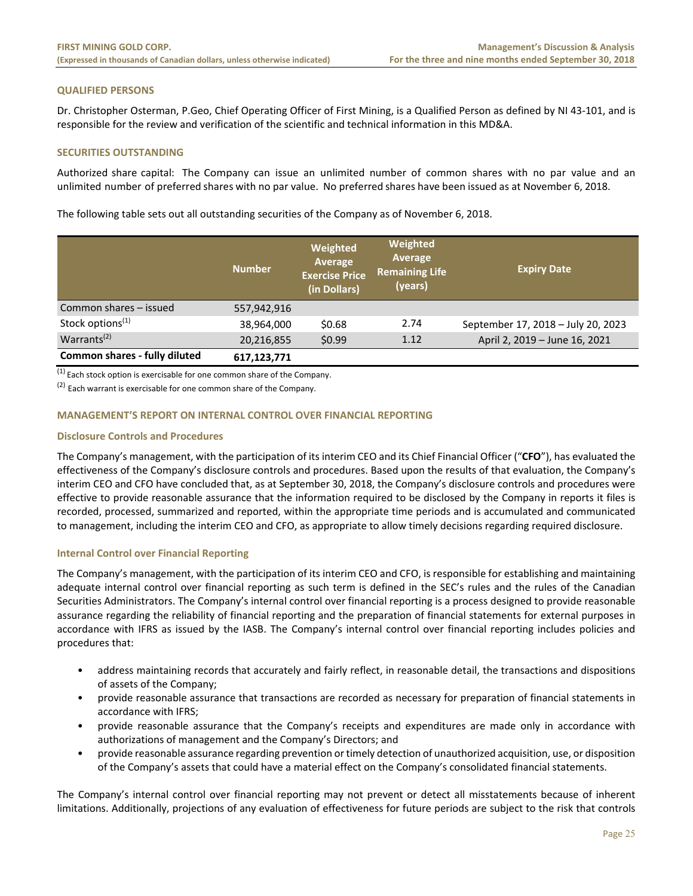## QUALIFIED PERSONS

Dr. Christopher Osterman, P.Geo, Chief Operating Officer of First Mining, is a Qualified Person as defined by NI 43-101, and is responsible for the review and verification of the scientific and technical information in this MD&A.

## SECURITIES OUTSTANDING

Authorized share capital: The Company can issue an unlimited number of common shares with no par value and an unlimited number of preferred shares with no par value. No preferred shares have been issued as at November 6, 2018.

The following table sets out all outstanding securities of the Company as of November 6, 2018.

| | Number | Weighted Average Exercise Price (in Dollars) | Weighted Average Remaining Life (years) | Expiry Date |
|---|---|---|---|---|
| Common shares – issued | 557,942,916 | | | |
| Stock options[(1)] | 38,964,000 | $0.68 | 2.74 | September 17, 2018 – July 20, 2023 |
| Warrants[(2)] | 20,216,855 | $0.99 | 1.12 | April 2, 2019 – June 16, 2021 |
| **Common shares - fully diluted** | **617,123,771** | | | |

[(1)] Each stock option is exercisable for one common share of the Company.

[(2)] Each warrant is exercisable for one common share of the Company.

## MANAGEMENT'S REPORT ON INTERNAL CONTROL OVER FINANCIAL REPORTING

### Disclosure Controls and Procedures

The Company's management, with the participation of its interim CEO and its Chief Financial Officer ("**CFO**"), has evaluated the effectiveness of the Company's disclosure controls and procedures. Based upon the results of that evaluation, the Company's interim CEO and CFO have concluded that, as at September 30, 2018, the Company's disclosure controls and procedures were effective to provide reasonable assurance that the information required to be disclosed by the Company in reports it files is recorded, processed, summarized and reported, within the appropriate time periods and is accumulated and communicated to management, including the interim CEO and CFO, as appropriate to allow timely decisions regarding required disclosure.

### Internal Control over Financial Reporting

The Company's management, with the participation of its interim CEO and CFO, is responsible for establishing and maintaining adequate internal control over financial reporting as such term is defined in the SEC's rules and the rules of the Canadian Securities Administrators. The Company's internal control over financial reporting is a process designed to provide reasonable assurance regarding the reliability of financial reporting and the preparation of financial statements for external purposes in accordance with IFRS as issued by the IASB. The Company's internal control over financial reporting includes policies and procedures that:

- address maintaining records that accurately and fairly reflect, in reasonable detail, the transactions and dispositions of assets of the Company;
- provide reasonable assurance that transactions are recorded as necessary for preparation of financial statements in accordance with IFRS;
- provide reasonable assurance that the Company's receipts and expenditures are made only in accordance with authorizations of management and the Company's Directors; and
- provide reasonable assurance regarding prevention or timely detection of unauthorized acquisition, use, or disposition of the Company's assets that could have a material effect on the Company's consolidated financial statements.

The Company's internal control over financial reporting may not prevent or detect all misstatements because of inherent limitations. Additionally, projections of any evaluation of effectiveness for future periods are subject to the risk that controls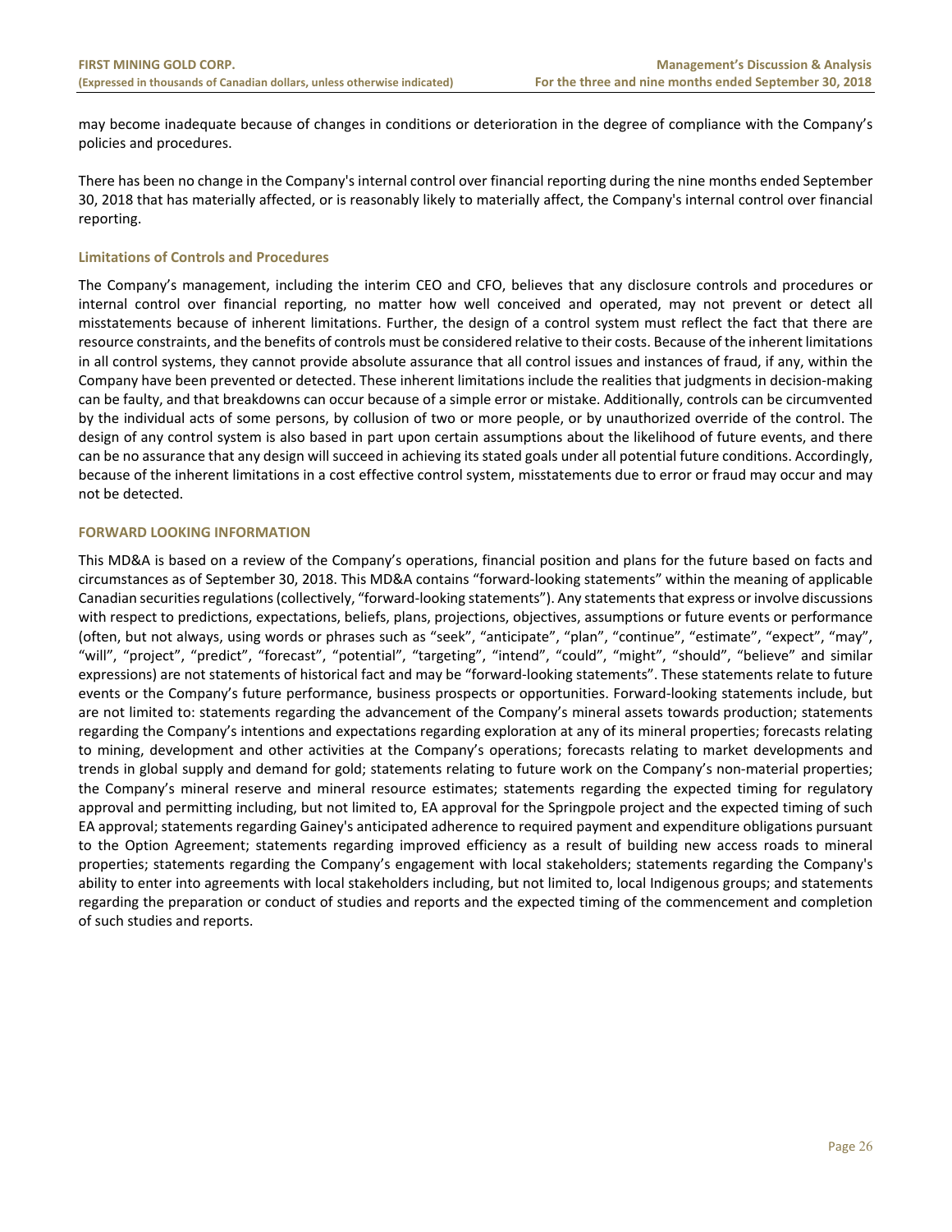may become inadequate because of changes in conditions or deterioration in the degree of compliance with the Company's policies and procedures.

There has been no change in the Company's internal control over financial reporting during the nine months ended September 30, 2018 that has materially affected, or is reasonably likely to materially affect, the Company's internal control over financial reporting.

### Limitations of Controls and Procedures

The Company's management, including the interim CEO and CFO, believes that any disclosure controls and procedures or internal control over financial reporting, no matter how well conceived and operated, may not prevent or detect all misstatements because of inherent limitations. Further, the design of a control system must reflect the fact that there are resource constraints, and the benefits of controls must be considered relative to their costs. Because of the inherent limitations in all control systems, they cannot provide absolute assurance that all control issues and instances of fraud, if any, within the Company have been prevented or detected. These inherent limitations include the realities that judgments in decision-making can be faulty, and that breakdowns can occur because of a simple error or mistake. Additionally, controls can be circumvented by the individual acts of some persons, by collusion of two or more people, or by unauthorized override of the control. The design of any control system is also based in part upon certain assumptions about the likelihood of future events, and there can be no assurance that any design will succeed in achieving its stated goals under all potential future conditions. Accordingly, because of the inherent limitations in a cost effective control system, misstatements due to error or fraud may occur and may not be detected.

## FORWARD LOOKING INFORMATION

This MD&A is based on a review of the Company's operations, financial position and plans for the future based on facts and circumstances as of September 30, 2018. This MD&A contains "forward-looking statements" within the meaning of applicable Canadian securities regulations (collectively, "forward-looking statements"). Any statements that express or involve discussions with respect to predictions, expectations, beliefs, plans, projections, objectives, assumptions or future events or performance (often, but not always, using words or phrases such as "seek", "anticipate", "plan", "continue", "estimate", "expect", "may", "will", "project", "predict", "forecast", "potential", "targeting", "intend", "could", "might", "should", "believe" and similar expressions) are not statements of historical fact and may be "forward-looking statements". These statements relate to future events or the Company's future performance, business prospects or opportunities. Forward-looking statements include, but are not limited to: statements regarding the advancement of the Company's mineral assets towards production; statements regarding the Company's intentions and expectations regarding exploration at any of its mineral properties; forecasts relating to mining, development and other activities at the Company's operations; forecasts relating to market developments and trends in global supply and demand for gold; statements relating to future work on the Company's non-material properties; the Company's mineral reserve and mineral resource estimates; statements regarding the expected timing for regulatory approval and permitting including, but not limited to, EA approval for the Springpole project and the expected timing of such EA approval; statements regarding Gainey's anticipated adherence to required payment and expenditure obligations pursuant to the Option Agreement; statements regarding improved efficiency as a result of building new access roads to mineral properties; statements regarding the Company's engagement with local stakeholders; statements regarding the Company's ability to enter into agreements with local stakeholders including, but not limited to, local Indigenous groups; and statements regarding the preparation or conduct of studies and reports and the expected timing of the commencement and completion of such studies and reports.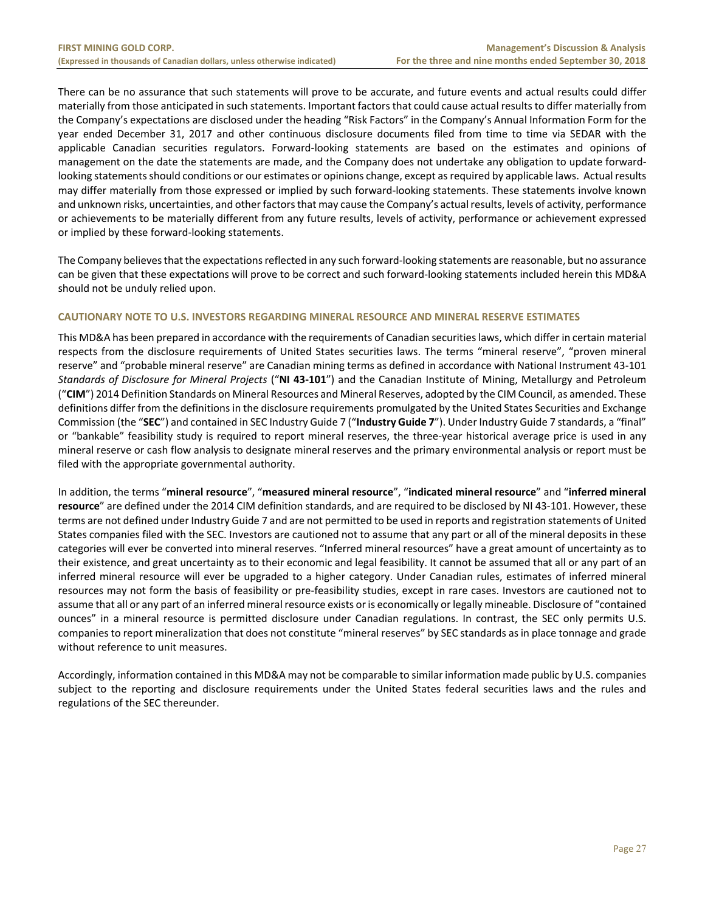There can be no assurance that such statements will prove to be accurate, and future events and actual results could differ materially from those anticipated in such statements. Important factors that could cause actual results to differ materially from the Company's expectations are disclosed under the heading "Risk Factors" in the Company's Annual Information Form for the year ended December 31, 2017 and other continuous disclosure documents filed from time to time via SEDAR with the applicable Canadian securities regulators. Forward-looking statements are based on the estimates and opinions of management on the date the statements are made, and the Company does not undertake any obligation to update forward-looking statements should conditions or our estimates or opinions change, except as required by applicable laws. Actual results may differ materially from those expressed or implied by such forward-looking statements. These statements involve known and unknown risks, uncertainties, and other factors that may cause the Company's actual results, levels of activity, performance or achievements to be materially different from any future results, levels of activity, performance or achievement expressed or implied by these forward-looking statements.

The Company believes that the expectations reflected in any such forward-looking statements are reasonable, but no assurance can be given that these expectations will prove to be correct and such forward-looking statements included herein this MD&A should not be unduly relied upon.

## CAUTIONARY NOTE TO U.S. INVESTORS REGARDING MINERAL RESOURCE AND MINERAL RESERVE ESTIMATES

This MD&A has been prepared in accordance with the requirements of Canadian securities laws, which differ in certain material respects from the disclosure requirements of United States securities laws. The terms "mineral reserve", "proven mineral reserve" and "probable mineral reserve" are Canadian mining terms as defined in accordance with National Instrument 43-101 *Standards of Disclosure for Mineral Projects* ("**NI 43-101**") and the Canadian Institute of Mining, Metallurgy and Petroleum ("**CIM**") 2014 Definition Standards on Mineral Resources and Mineral Reserves, adopted by the CIM Council, as amended. These definitions differ from the definitions in the disclosure requirements promulgated by the United States Securities and Exchange Commission (the "**SEC**") and contained in SEC Industry Guide 7 ("**Industry Guide 7**"). Under Industry Guide 7 standards, a "final" or "bankable" feasibility study is required to report mineral reserves, the three-year historical average price is used in any mineral reserve or cash flow analysis to designate mineral reserves and the primary environmental analysis or report must be filed with the appropriate governmental authority.

In addition, the terms "**mineral resource**", "**measured mineral resource**", "**indicated mineral resource**" and "**inferred mineral resource**" are defined under the 2014 CIM definition standards, and are required to be disclosed by NI 43-101. However, these terms are not defined under Industry Guide 7 and are not permitted to be used in reports and registration statements of United States companies filed with the SEC. Investors are cautioned not to assume that any part or all of the mineral deposits in these categories will ever be converted into mineral reserves. "Inferred mineral resources" have a great amount of uncertainty as to their existence, and great uncertainty as to their economic and legal feasibility. It cannot be assumed that all or any part of an inferred mineral resource will ever be upgraded to a higher category. Under Canadian rules, estimates of inferred mineral resources may not form the basis of feasibility or pre-feasibility studies, except in rare cases. Investors are cautioned not to assume that all or any part of an inferred mineral resource exists or is economically or legally mineable. Disclosure of "contained ounces" in a mineral resource is permitted disclosure under Canadian regulations. In contrast, the SEC only permits U.S. companies to report mineralization that does not constitute "mineral reserves" by SEC standards as in place tonnage and grade without reference to unit measures.

Accordingly, information contained in this MD&A may not be comparable to similar information made public by U.S. companies subject to the reporting and disclosure requirements under the United States federal securities laws and the rules and regulations of the SEC thereunder.